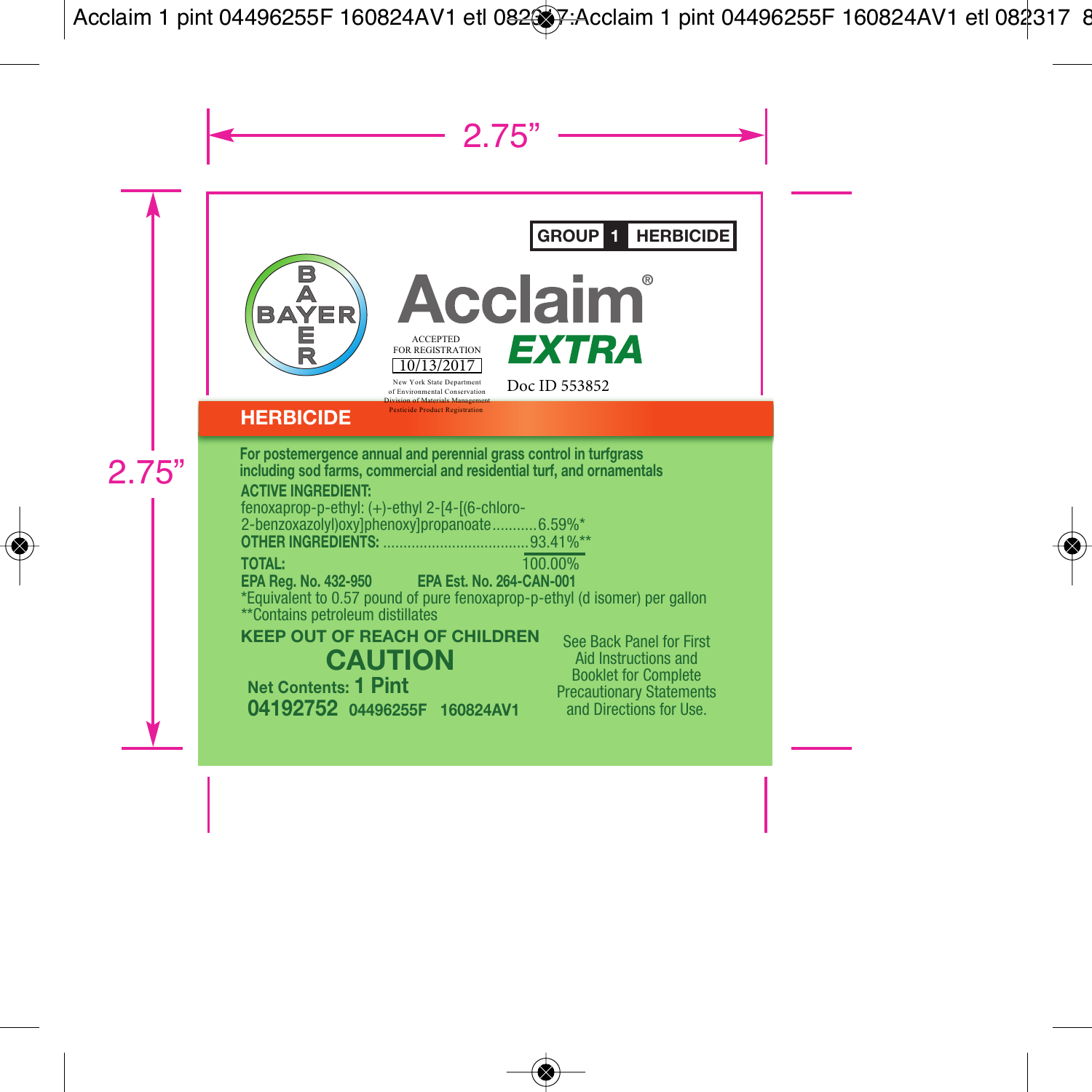GROUP 1 HERBICIDE

BAYER

# Acclaim® EXTRA

ACCEPTED FOR REGISTRATION
10/13/2017
New York State Department of Environmental Conservation
Division of Materials Management
Pesticide Product Registration

Doc ID 553852

## HERBICIDE

**For postemergence annual and perennial grass control in turfgrass including sod farms, commercial and residential turf, and ornamentals**

**ACTIVE INGREDIENT:**
fenoxaprop-p-ethyl: (+)-ethyl 2-[4-[(6-chloro-2-benzoxazolyl)oxy]phenoxy]propanoate...........6.59%*
**OTHER INGREDIENTS:** ....................................93.41%**
**TOTAL:** 100.00%

**EPA Reg. No. 432-950** **EPA Est. No. 264-CAN-001**

*Equivalent to 0.57 pound of pure fenoxaprop-p-ethyl (d isomer) per gallon
**Contains petroleum distillates

**KEEP OUT OF REACH OF CHILDREN**

# CAUTION

See Back Panel for First Aid Instructions and Booklet for Complete Precautionary Statements and Directions for Use.

**Net Contents: 1 Pint**

**04192752 04496255F 160824AV1**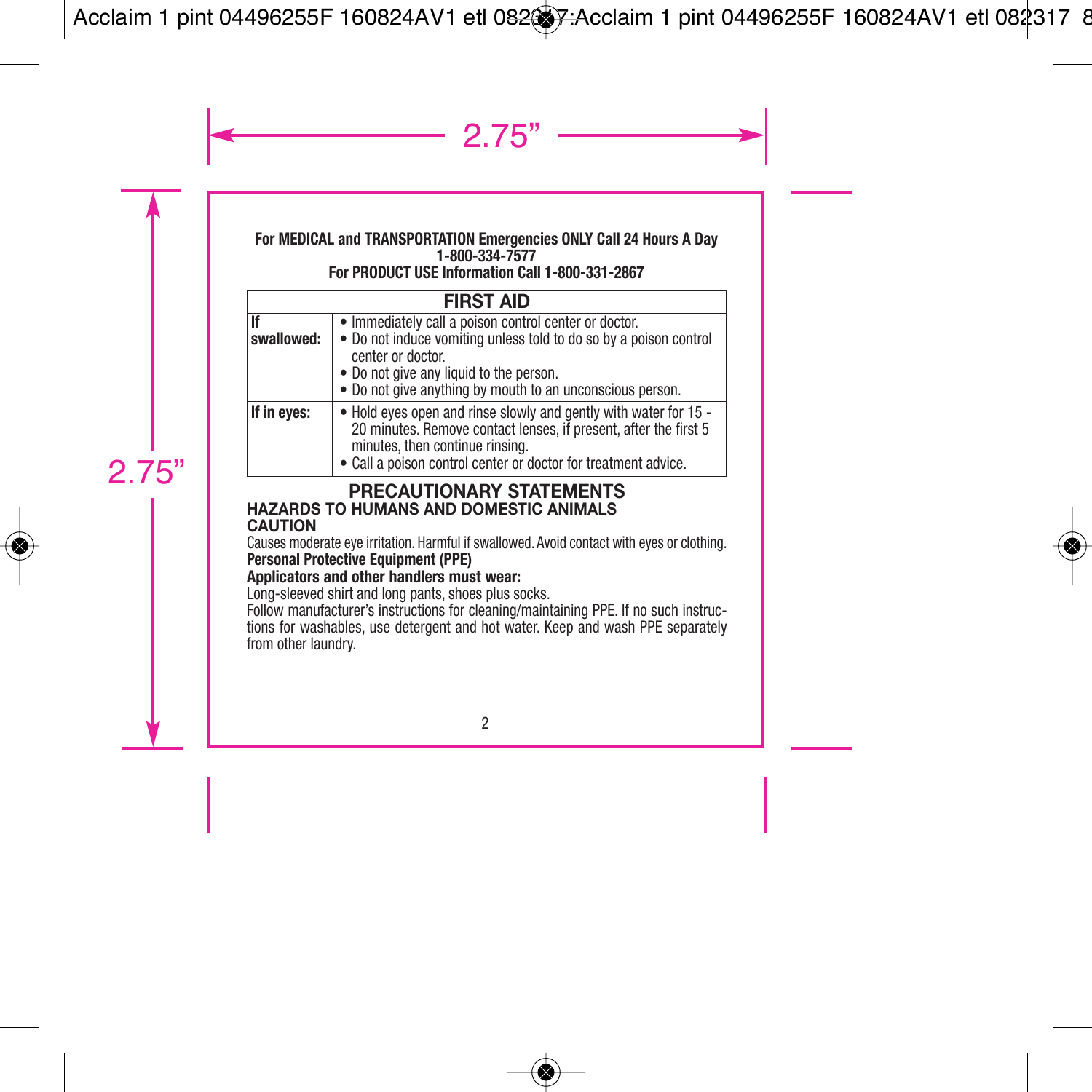**For MEDICAL and TRANSPORTATION Emergencies ONLY Call 24 Hours A Day**
**1-800-334-7577**
**For PRODUCT USE Information Call 1-800-331-2867**

| FIRST AID | |
|---|---|
| **If swallowed:** | • Immediately call a poison control center or doctor.<br>• Do not induce vomiting unless told to do so by a poison control center or doctor.<br>• Do not give any liquid to the person.<br>• Do not give anything by mouth to an unconscious person. |
| **If in eyes:** | • Hold eyes open and rinse slowly and gently with water for 15 - 20 minutes. Remove contact lenses, if present, after the first 5 minutes, then continue rinsing.<br>• Call a poison control center or doctor for treatment advice. |

## PRECAUTIONARY STATEMENTS

### HAZARDS TO HUMANS AND DOMESTIC ANIMALS

### CAUTION

Causes moderate eye irritation. Harmful if swallowed. Avoid contact with eyes or clothing.

**Personal Protective Equipment (PPE)**

**Applicators and other handlers must wear:**

Long-sleeved shirt and long pants, shoes plus socks.

Follow manufacturer's instructions for cleaning/maintaining PPE. If no such instructions for washables, use detergent and hot water. Keep and wash PPE separately from other laundry.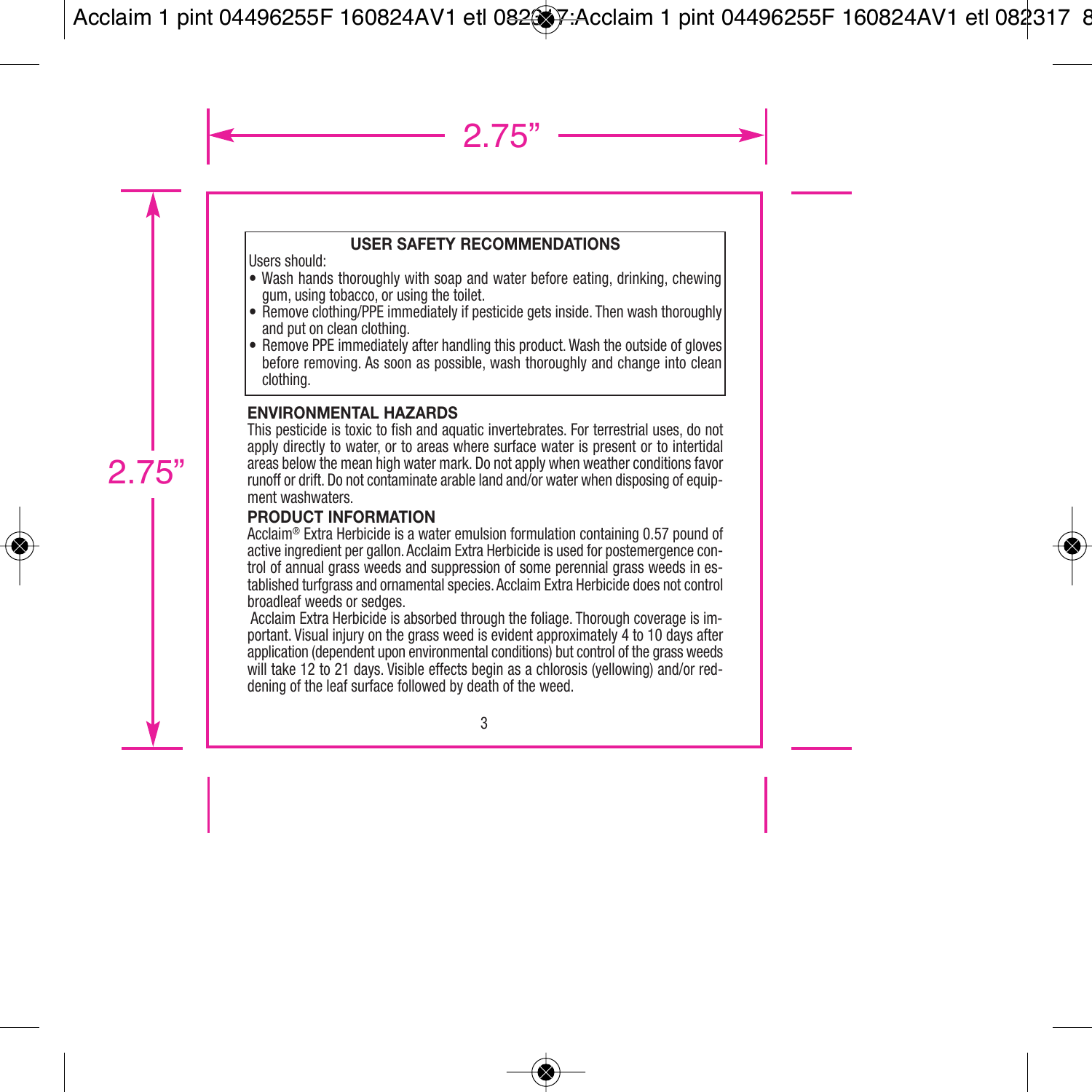## USER SAFETY RECOMMENDATIONS

Users should:

- Wash hands thoroughly with soap and water before eating, drinking, chewing gum, using tobacco, or using the toilet.
- Remove clothing/PPE immediately if pesticide gets inside. Then wash thoroughly and put on clean clothing.
- Remove PPE immediately after handling this product. Wash the outside of gloves before removing. As soon as possible, wash thoroughly and change into clean clothing.

## ENVIRONMENTAL HAZARDS

This pesticide is toxic to fish and aquatic invertebrates. For terrestrial uses, do not apply directly to water, or to areas where surface water is present or to intertidal areas below the mean high water mark. Do not apply when weather conditions favor runoff or drift. Do not contaminate arable land and/or water when disposing of equipment washwaters.

## PRODUCT INFORMATION

Acclaim® Extra Herbicide is a water emulsion formulation containing 0.57 pound of active ingredient per gallon. Acclaim Extra Herbicide is used for postemergence control of annual grass weeds and suppression of some perennial grass weeds in established turfgrass and ornamental species. Acclaim Extra Herbicide does not control broadleaf weeds or sedges.

Acclaim Extra Herbicide is absorbed through the foliage. Thorough coverage is important. Visual injury on the grass weed is evident approximately 4 to 10 days after application (dependent upon environmental conditions) but control of the grass weeds will take 12 to 21 days. Visible effects begin as a chlorosis (yellowing) and/or reddening of the leaf surface followed by death of the weed.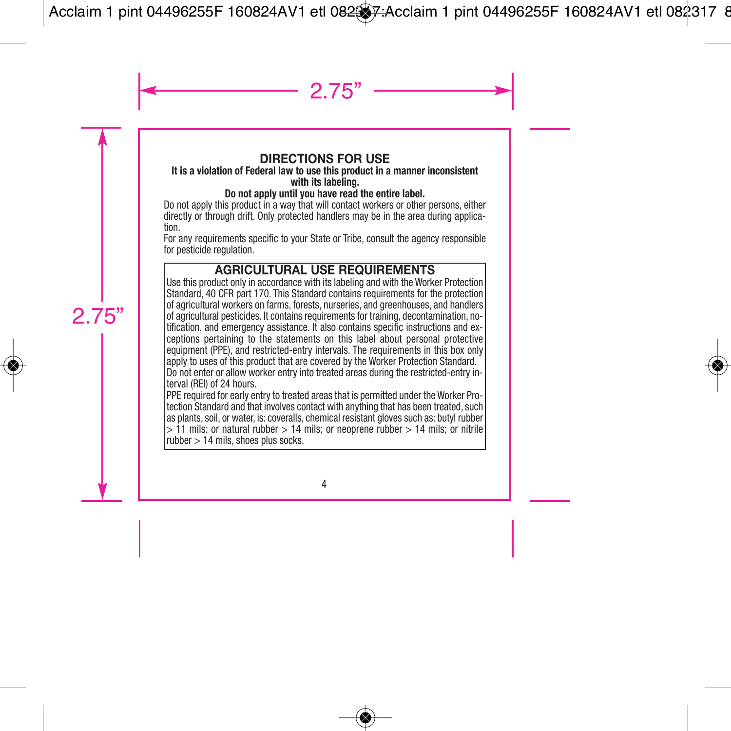## DIRECTIONS FOR USE

**It is a violation of Federal law to use this product in a manner inconsistent with its labeling.**

**Do not apply until you have read the entire label.**

Do not apply this product in a way that will contact workers or other persons, either directly or through drift. Only protected handlers may be in the area during application.

For any requirements specific to your State or Tribe, consult the agency responsible for pesticide regulation.

### AGRICULTURAL USE REQUIREMENTS

Use this product only in accordance with its labeling and with the Worker Protection Standard, 40 CFR part 170. This Standard contains requirements for the protection of agricultural workers on farms, forests, nurseries, and greenhouses, and handlers of agricultural pesticides. It contains requirements for training, decontamination, notification, and emergency assistance. It also contains specific instructions and exceptions pertaining to the statements on this label about personal protective equipment (PPE), and restricted-entry intervals. The requirements in this box only apply to uses of this product that are covered by the Worker Protection Standard.

Do not enter or allow worker entry into treated areas during the restricted-entry interval (REI) of 24 hours.

PPE required for early entry to treated areas that is permitted under the Worker Protection Standard and that involves contact with anything that has been treated, such as plants, soil, or water, is: coveralls, chemical resistant gloves such as: butyl rubber > 11 mils; or natural rubber > 14 mils; or neoprene rubber > 14 mils; or nitrile rubber > 14 mils, shoes plus socks.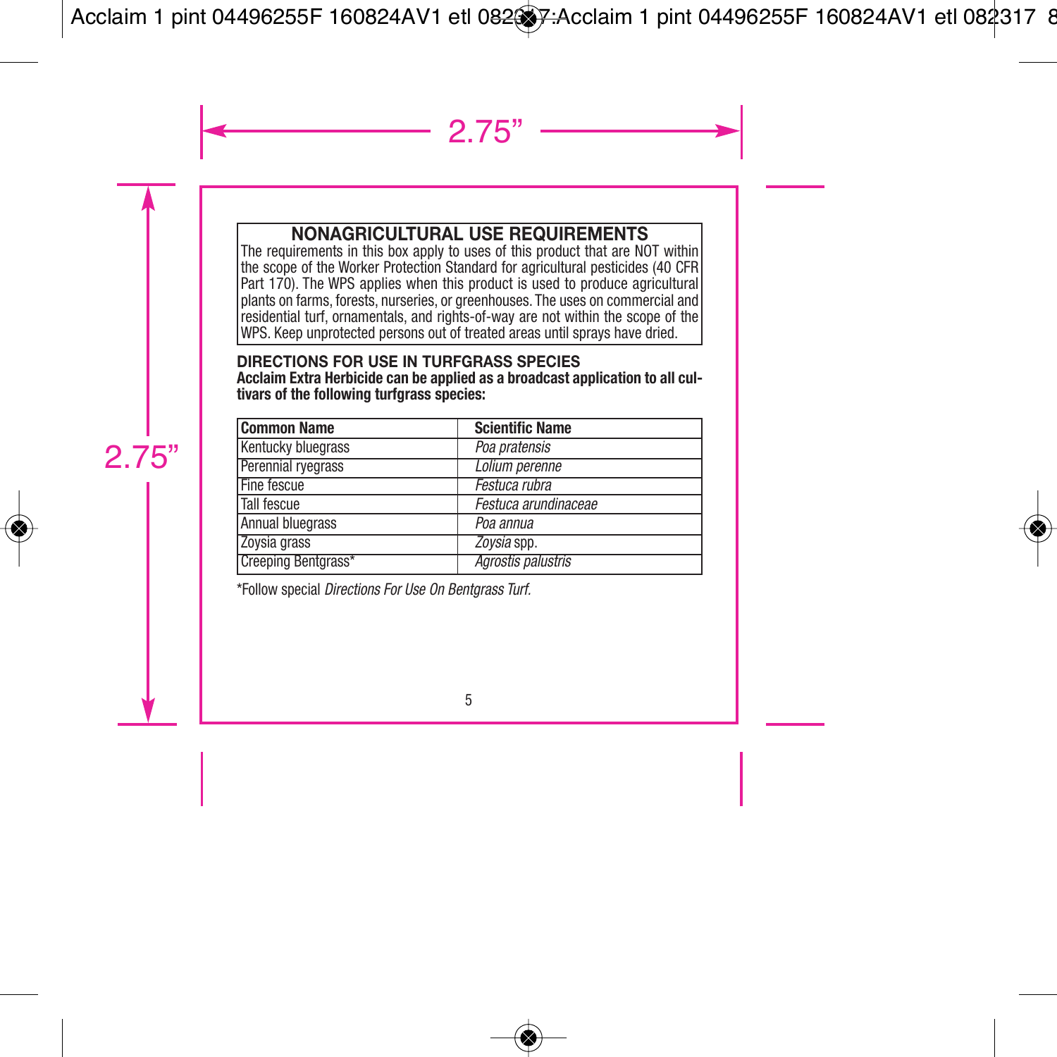## NONAGRICULTURAL USE REQUIREMENTS

The requirements in this box apply to uses of this product that are NOT within the scope of the Worker Protection Standard for agricultural pesticides (40 CFR Part 170). The WPS applies when this product is used to produce agricultural plants on farms, forests, nurseries, or greenhouses. The uses on commercial and residential turf, ornamentals, and rights-of-way are not within the scope of the WPS. Keep unprotected persons out of treated areas until sprays have dried.

### DIRECTIONS FOR USE IN TURFGRASS SPECIES

**Acclaim Extra Herbicide can be applied as a broadcast application to all cultivars of the following turfgrass species:**

| Common Name | Scientific Name |
|---|---|
| Kentucky bluegrass | *Poa pratensis* |
| Perennial ryegrass | *Lolium perenne* |
| Fine fescue | *Festuca rubra* |
| Tall fescue | *Festuca arundinaceae* |
| Annual bluegrass | *Poa annua* |
| Zoysia grass | *Zoysia* spp. |
| Creeping Bentgrass* | *Agrostis palustris* |

*Follow special *Directions For Use On Bentgrass Turf.*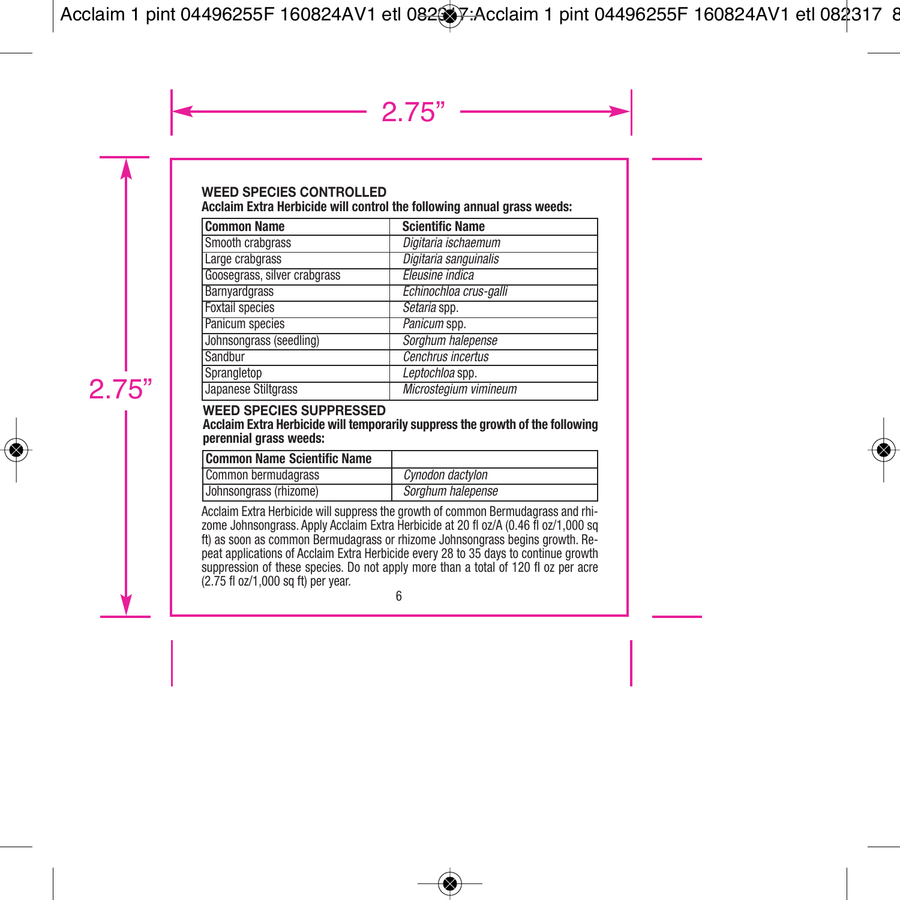## WEED SPECIES CONTROLLED

**Acclaim Extra Herbicide will control the following annual grass weeds:**

| Common Name | Scientific Name |
|---|---|
| Smooth crabgrass | *Digitaria ischaemum* |
| Large crabgrass | *Digitaria sanguinalis* |
| Goosegrass, silver crabgrass | *Eleusine indica* |
| Barnyardgrass | *Echinochloa crus-galli* |
| Foxtail species | *Setaria* spp. |
| Panicum species | *Panicum* spp. |
| Johnsongrass (seedling) | *Sorghum halepense* |
| Sandbur | *Cenchrus incertus* |
| Sprangletop | *Leptochloa* spp. |
| Japanese Stiltgrass | *Microstegium vimineum* |

## WEED SPECIES SUPPRESSED

**Acclaim Extra Herbicide will temporarily suppress the growth of the following perennial grass weeds:**

| Common Name Scientific Name | |
|---|---|
| Common bermudagrass | *Cynodon dactylon* |
| Johnsongrass (rhizome) | *Sorghum halepense* |

Acclaim Extra Herbicide will suppress the growth of common Bermudagrass and rhizome Johnsongrass. Apply Acclaim Extra Herbicide at 20 fl oz/A (0.46 fl oz/1,000 sq ft) as soon as common Bermudagrass or rhizome Johnsongrass begins growth. Repeat applications of Acclaim Extra Herbicide every 28 to 35 days to continue growth suppression of these species. Do not apply more than a total of 120 fl oz per acre (2.75 fl oz/1,000 sq ft) per year.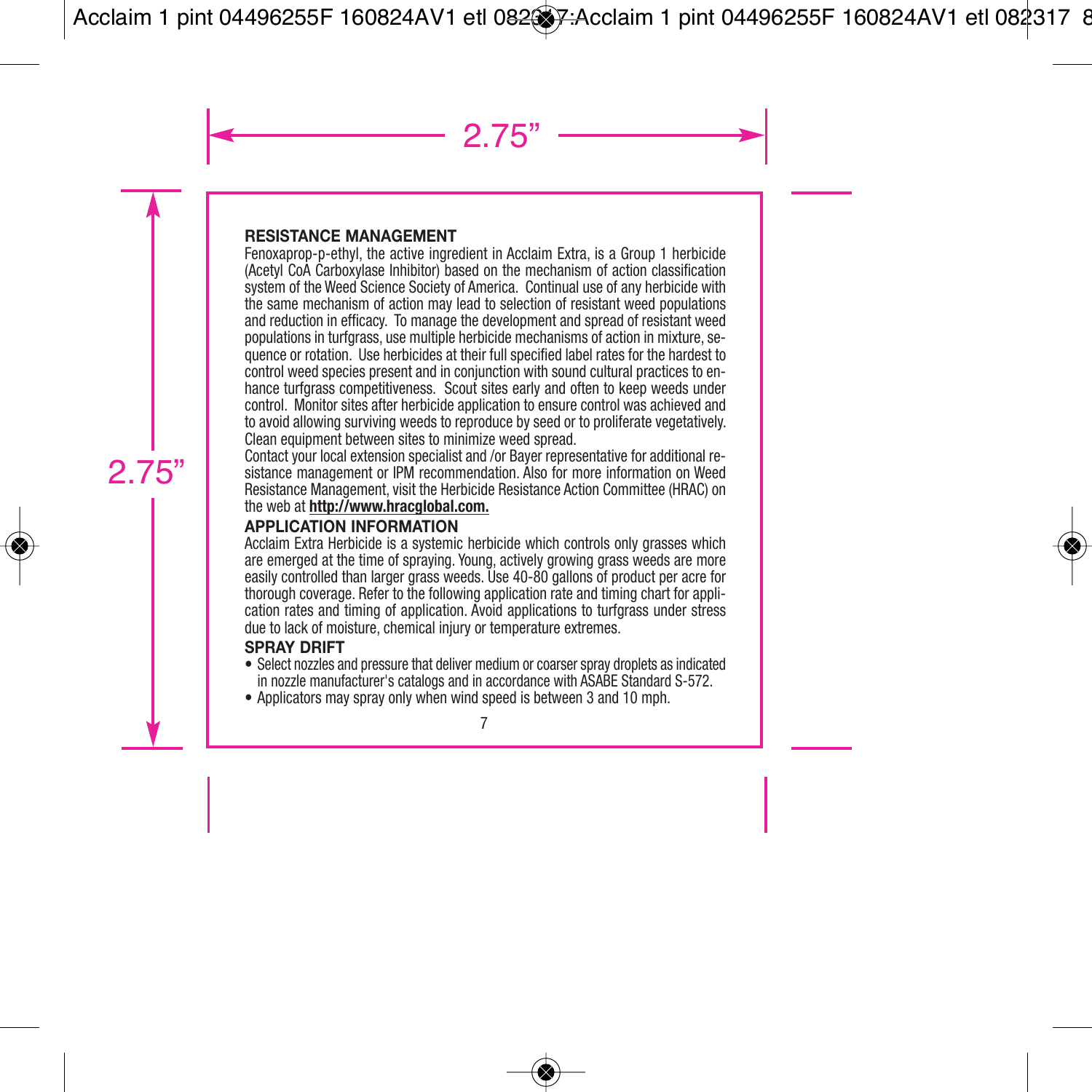## RESISTANCE MANAGEMENT

Fenoxaprop-p-ethyl, the active ingredient in Acclaim Extra, is a Group 1 herbicide (Acetyl CoA Carboxylase Inhibitor) based on the mechanism of action classification system of the Weed Science Society of America. Continual use of any herbicide with the same mechanism of action may lead to selection of resistant weed populations and reduction in efficacy. To manage the development and spread of resistant weed populations in turfgrass, use multiple herbicide mechanisms of action in mixture, sequence or rotation. Use herbicides at their full specified label rates for the hardest to control weed species present and in conjunction with sound cultural practices to enhance turfgrass competitiveness. Scout sites early and often to keep weeds under control. Monitor sites after herbicide application to ensure control was achieved and to avoid allowing surviving weeds to reproduce by seed or to proliferate vegetatively. Clean equipment between sites to minimize weed spread.

Contact your local extension specialist and /or Bayer representative for additional resistance management or IPM recommendation. Also for more information on Weed Resistance Management, visit the Herbicide Resistance Action Committee (HRAC) on the web at **http://www.hracglobal.com.**

## APPLICATION INFORMATION

Acclaim Extra Herbicide is a systemic herbicide which controls only grasses which are emerged at the time of spraying. Young, actively growing grass weeds are more easily controlled than larger grass weeds. Use 40-80 gallons of product per acre for thorough coverage. Refer to the following application rate and timing chart for application rates and timing of application. Avoid applications to turfgrass under stress due to lack of moisture, chemical injury or temperature extremes.

## SPRAY DRIFT

- Select nozzles and pressure that deliver medium or coarser spray droplets as indicated in nozzle manufacturer's catalogs and in accordance with ASABE Standard S-572.
- Applicators may spray only when wind speed is between 3 and 10 mph.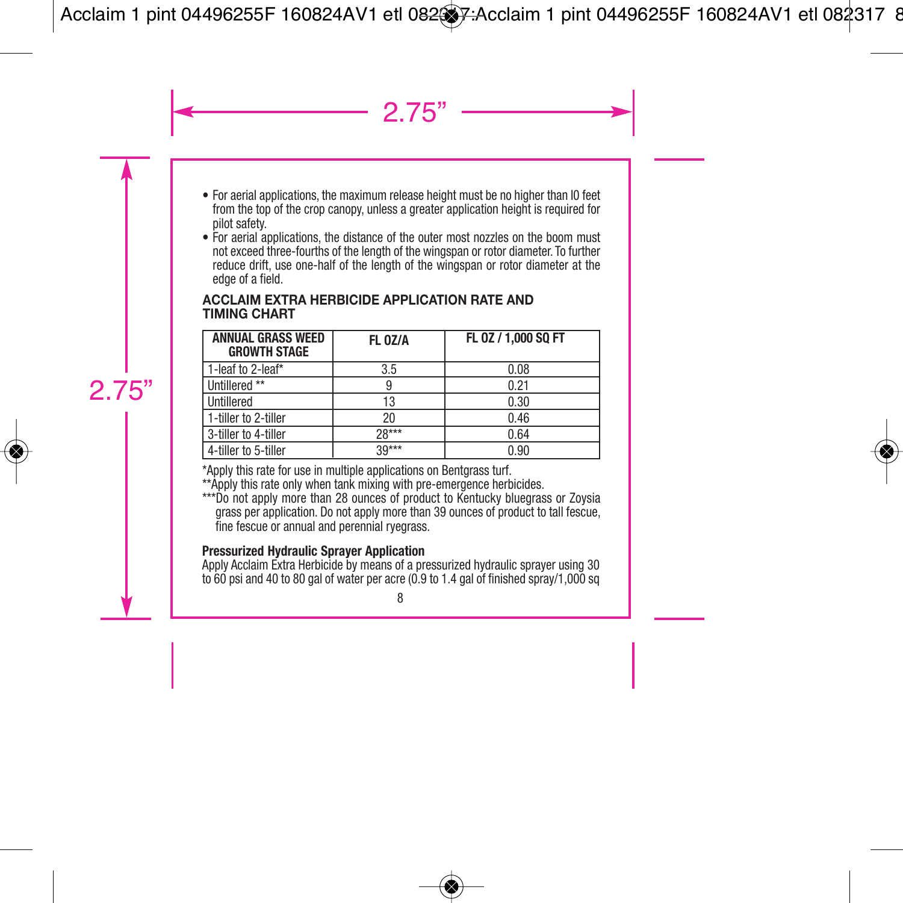- For aerial applications, the maximum release height must be no higher than l0 feet from the top of the crop canopy, unless a greater application height is required for pilot safety.
- For aerial applications, the distance of the outer most nozzles on the boom must not exceed three-fourths of the length of the wingspan or rotor diameter. To further reduce drift, use one-half of the length of the wingspan or rotor diameter at the edge of a field.

**ACCLAIM EXTRA HERBICIDE APPLICATION RATE AND TIMING CHART**

| ANNUAL GRASS WEED GROWTH STAGE | FL OZ/A | FL OZ / 1,000 SQ FT |
|---|---|---|
| 1-leaf to 2-leaf* | 3.5 | 0.08 |
| Untillered ** | 9 | 0.21 |
| Untillered | 13 | 0.30 |
| 1-tiller to 2-tiller | 20 | 0.46 |
| 3-tiller to 4-tiller | 28*** | 0.64 |
| 4-tiller to 5-tiller | 39*** | 0.90 |

*Apply this rate for use in multiple applications on Bentgrass turf.
**Apply this rate only when tank mixing with pre-emergence herbicides.
***Do not apply more than 28 ounces of product to Kentucky bluegrass or Zoysia grass per application. Do not apply more than 39 ounces of product to tall fescue, fine fescue or annual and perennial ryegrass.

**Pressurized Hydraulic Sprayer Application**

Apply Acclaim Extra Herbicide by means of a pressurized hydraulic sprayer using 30 to 60 psi and 40 to 80 gal of water per acre (0.9 to 1.4 gal of finished spray/1,000 sq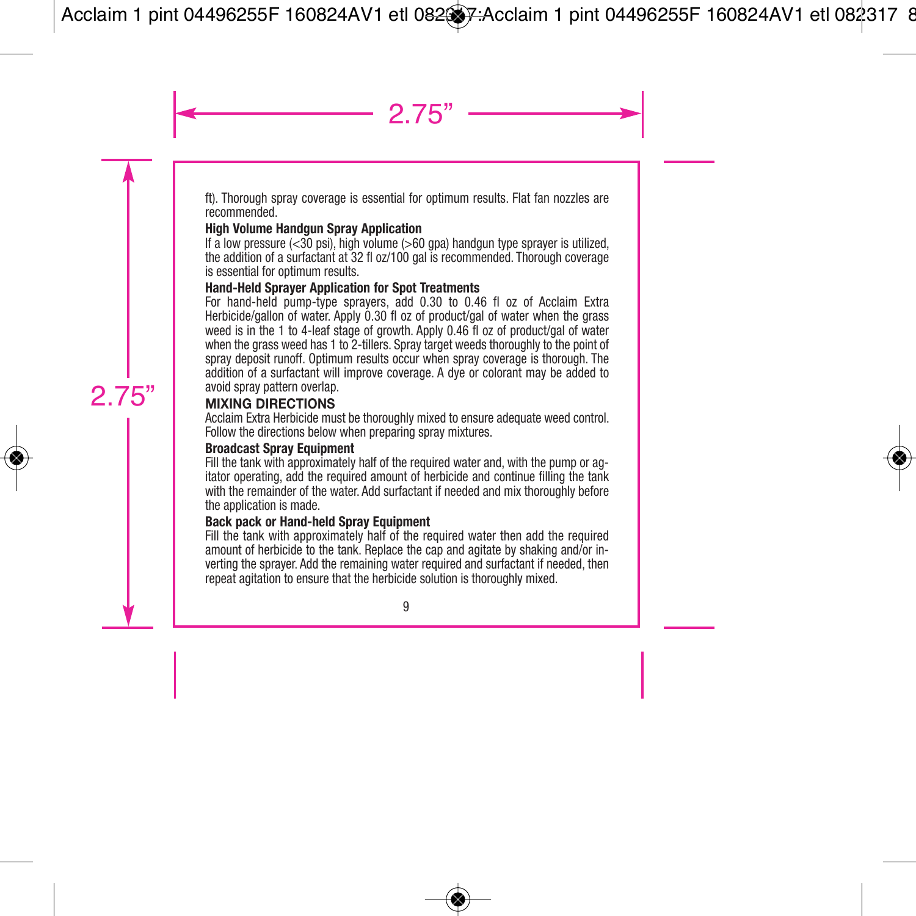ft). Thorough spray coverage is essential for optimum results. Flat fan nozzles are recommended.

**High Volume Handgun Spray Application**

If a low pressure (<30 psi), high volume (>60 gpa) handgun type sprayer is utilized, the addition of a surfactant at 32 fl oz/100 gal is recommended. Thorough coverage is essential for optimum results.

**Hand-Held Sprayer Application for Spot Treatments**

For hand-held pump-type sprayers, add 0.30 to 0.46 fl oz of Acclaim Extra Herbicide/gallon of water. Apply 0.30 fl oz of product/gal of water when the grass weed is in the 1 to 4-leaf stage of growth. Apply 0.46 fl oz of product/gal of water when the grass weed has 1 to 2-tillers. Spray target weeds thoroughly to the point of spray deposit runoff. Optimum results occur when spray coverage is thorough. The addition of a surfactant will improve coverage. A dye or colorant may be added to avoid spray pattern overlap.

## MIXING DIRECTIONS

Acclaim Extra Herbicide must be thoroughly mixed to ensure adequate weed control. Follow the directions below when preparing spray mixtures.

**Broadcast Spray Equipment**

Fill the tank with approximately half of the required water and, with the pump or agitator operating, add the required amount of herbicide and continue filling the tank with the remainder of the water. Add surfactant if needed and mix thoroughly before the application is made.

**Back pack or Hand-held Spray Equipment**

Fill the tank with approximately half of the required water then add the required amount of herbicide to the tank. Replace the cap and agitate by shaking and/or inverting the sprayer. Add the remaining water required and surfactant if needed, then repeat agitation to ensure that the herbicide solution is thoroughly mixed.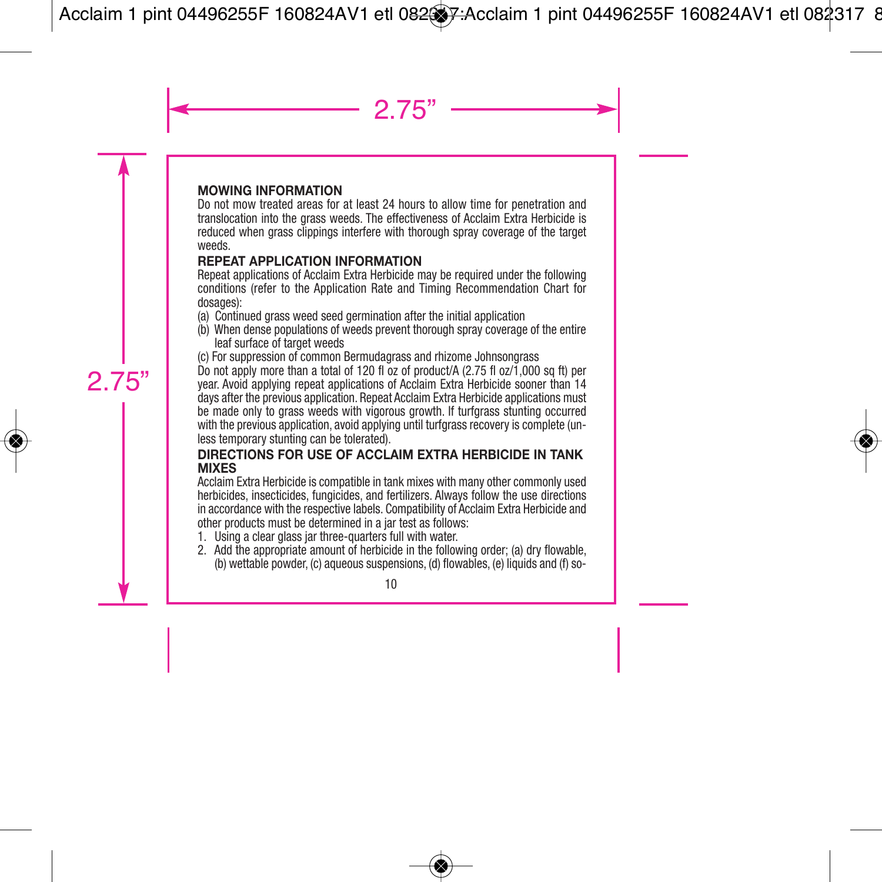## MOWING INFORMATION

Do not mow treated areas for at least 24 hours to allow time for penetration and translocation into the grass weeds. The effectiveness of Acclaim Extra Herbicide is reduced when grass clippings interfere with thorough spray coverage of the target weeds.

## REPEAT APPLICATION INFORMATION

Repeat applications of Acclaim Extra Herbicide may be required under the following conditions (refer to the Application Rate and Timing Recommendation Chart for dosages):

(a) Continued grass weed seed germination after the initial application
(b) When dense populations of weeds prevent thorough spray coverage of the entire leaf surface of target weeds
(c) For suppression of common Bermudagrass and rhizome Johnsongrass

Do not apply more than a total of 120 fl oz of product/A (2.75 fl oz/1,000 sq ft) per year. Avoid applying repeat applications of Acclaim Extra Herbicide sooner than 14 days after the previous application. Repeat Acclaim Extra Herbicide applications must be made only to grass weeds with vigorous growth. If turfgrass stunting occurred with the previous application, avoid applying until turfgrass recovery is complete (unless temporary stunting can be tolerated).

## DIRECTIONS FOR USE OF ACCLAIM EXTRA HERBICIDE IN TANK MIXES

Acclaim Extra Herbicide is compatible in tank mixes with many other commonly used herbicides, insecticides, fungicides, and fertilizers. Always follow the use directions in accordance with the respective labels. Compatibility of Acclaim Extra Herbicide and other products must be determined in a jar test as follows:

1. Using a clear glass jar three-quarters full with water.
2. Add the appropriate amount of herbicide in the following order; (a) dry flowable, (b) wettable powder, (c) aqueous suspensions, (d) flowables, (e) liquids and (f) so-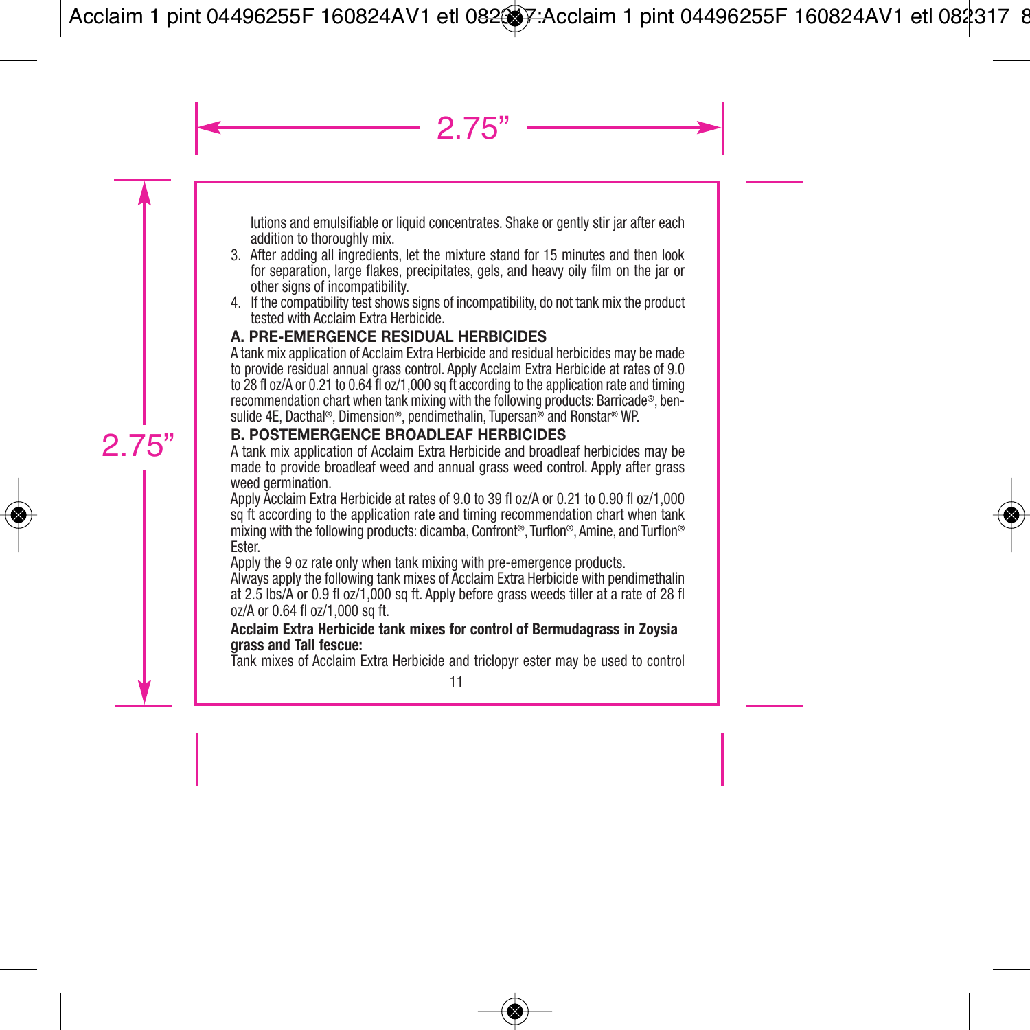lutions and emulsifiable or liquid concentrates. Shake or gently stir jar after each addition to thoroughly mix.

3. After adding all ingredients, let the mixture stand for 15 minutes and then look for separation, large flakes, precipitates, gels, and heavy oily film on the jar or other signs of incompatibility.
4. If the compatibility test shows signs of incompatibility, do not tank mix the product tested with Acclaim Extra Herbicide.

## A. PRE-EMERGENCE RESIDUAL HERBICIDES

A tank mix application of Acclaim Extra Herbicide and residual herbicides may be made to provide residual annual grass control. Apply Acclaim Extra Herbicide at rates of 9.0 to 28 fl oz/A or 0.21 to 0.64 fl oz/1,000 sq ft according to the application rate and timing recommendation chart when tank mixing with the following products: Barricade®, bensulide 4E, Dacthal®, Dimension®, pendimethalin, Tupersan® and Ronstar® WP.

## B. POSTEMERGENCE BROADLEAF HERBICIDES

A tank mix application of Acclaim Extra Herbicide and broadleaf herbicides may be made to provide broadleaf weed and annual grass weed control. Apply after grass weed germination.

Apply Acclaim Extra Herbicide at rates of 9.0 to 39 fl oz/A or 0.21 to 0.90 fl oz/1,000 sq ft according to the application rate and timing recommendation chart when tank mixing with the following products: dicamba, Confront®, Turflon®, Amine, and Turflon® Ester.

Apply the 9 oz rate only when tank mixing with pre-emergence products.

Always apply the following tank mixes of Acclaim Extra Herbicide with pendimethalin at 2.5 lbs/A or 0.9 fl oz/1,000 sq ft. Apply before grass weeds tiller at a rate of 28 fl oz/A or 0.64 fl oz/1,000 sq ft.

**Acclaim Extra Herbicide tank mixes for control of Bermudagrass in Zoysia grass and Tall fescue:**

Tank mixes of Acclaim Extra Herbicide and triclopyr ester may be used to control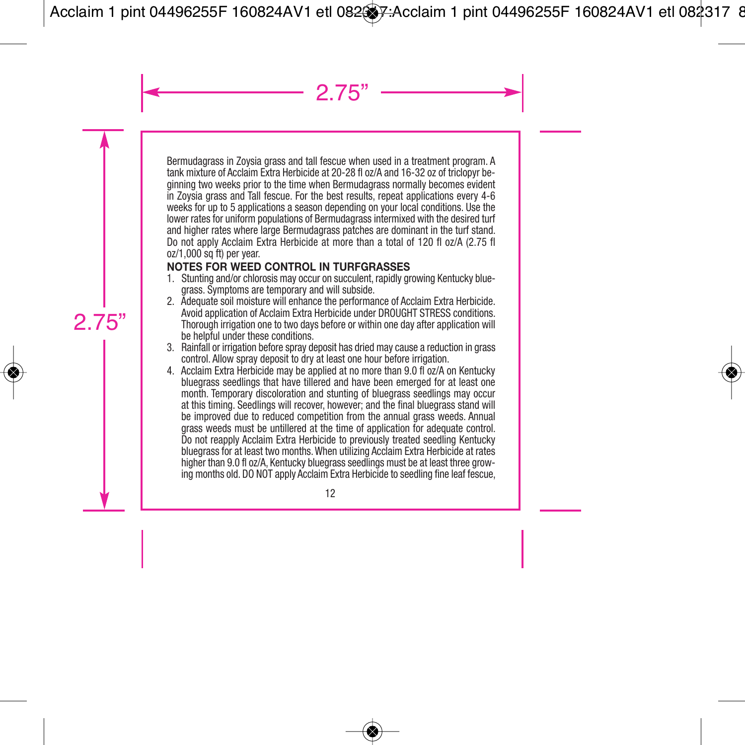Bermudagrass in Zoysia grass and tall fescue when used in a treatment program. A tank mixture of Acclaim Extra Herbicide at 20-28 fl oz/A and 16-32 oz of triclopyr beginning two weeks prior to the time when Bermudagrass normally becomes evident in Zoysia grass and Tall fescue. For the best results, repeat applications every 4-6 weeks for up to 5 applications a season depending on your local conditions. Use the lower rates for uniform populations of Bermudagrass intermixed with the desired turf and higher rates where large Bermudagrass patches are dominant in the turf stand. Do not apply Acclaim Extra Herbicide at more than a total of 120 fl oz/A (2.75 fl oz/1,000 sq ft) per year.

**NOTES FOR WEED CONTROL IN TURFGRASSES**

1. Stunting and/or chlorosis may occur on succulent, rapidly growing Kentucky bluegrass. Symptoms are temporary and will subside.
2. Adequate soil moisture will enhance the performance of Acclaim Extra Herbicide. Avoid application of Acclaim Extra Herbicide under DROUGHT STRESS conditions. Thorough irrigation one to two days before or within one day after application will be helpful under these conditions.
3. Rainfall or irrigation before spray deposit has dried may cause a reduction in grass control. Allow spray deposit to dry at least one hour before irrigation.
4. Acclaim Extra Herbicide may be applied at no more than 9.0 fl oz/A on Kentucky bluegrass seedlings that have tillered and have been emerged for at least one month. Temporary discoloration and stunting of bluegrass seedlings may occur at this timing. Seedlings will recover, however; and the final bluegrass stand will be improved due to reduced competition from the annual grass weeds. Annual grass weeds must be untillered at the time of application for adequate control. Do not reapply Acclaim Extra Herbicide to previously treated seedling Kentucky bluegrass for at least two months. When utilizing Acclaim Extra Herbicide at rates higher than 9.0 fl oz/A, Kentucky bluegrass seedlings must be at least three growing months old. DO NOT apply Acclaim Extra Herbicide to seedling fine leaf fescue,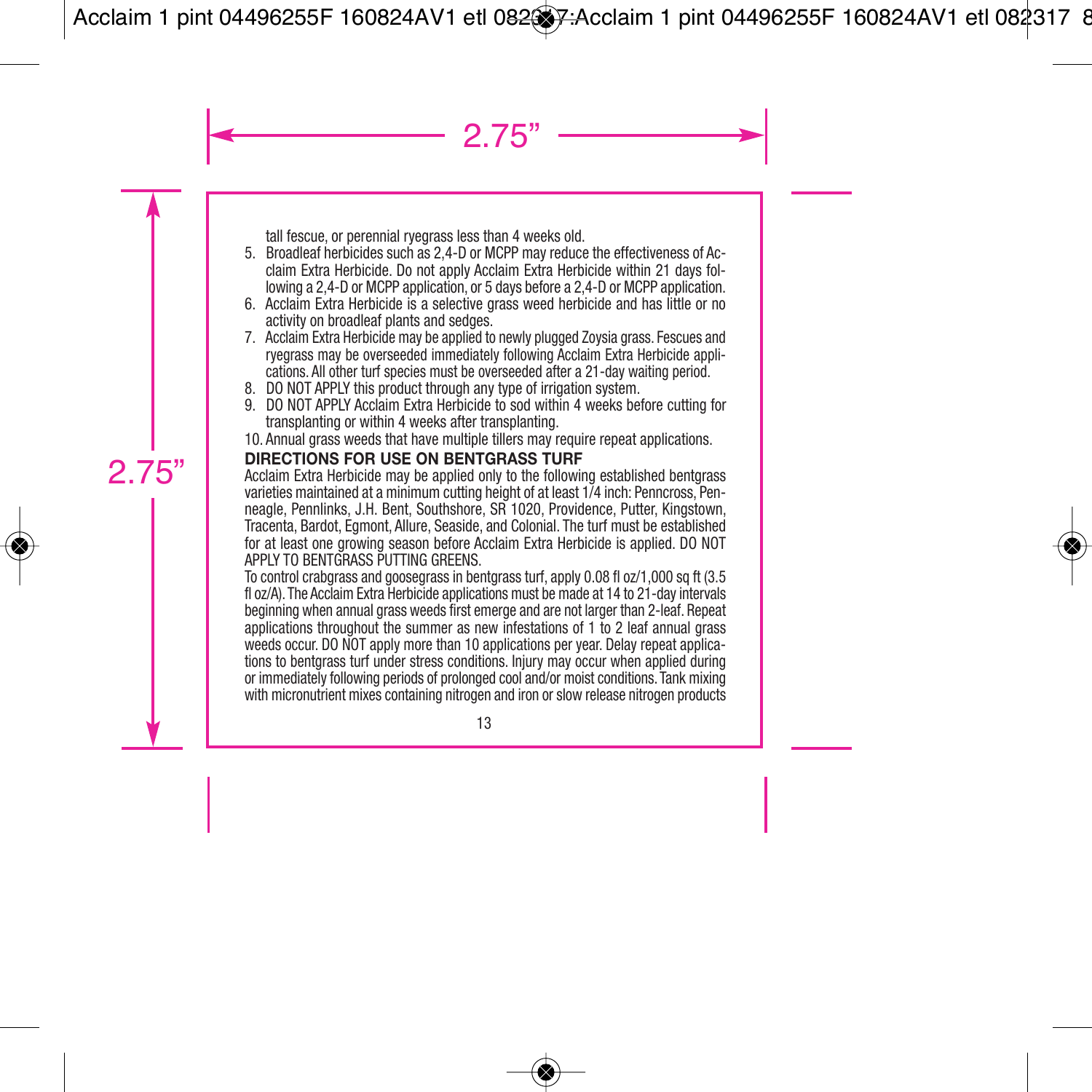tall fescue, or perennial ryegrass less than 4 weeks old.

5. Broadleaf herbicides such as 2,4-D or MCPP may reduce the effectiveness of Acclaim Extra Herbicide. Do not apply Acclaim Extra Herbicide within 21 days following a 2,4-D or MCPP application, or 5 days before a 2,4-D or MCPP application.
6. Acclaim Extra Herbicide is a selective grass weed herbicide and has little or no activity on broadleaf plants and sedges.
7. Acclaim Extra Herbicide may be applied to newly plugged Zoysia grass. Fescues and ryegrass may be overseeded immediately following Acclaim Extra Herbicide applications. All other turf species must be overseeded after a 21-day waiting period.
8. DO NOT APPLY this product through any type of irrigation system.
9. DO NOT APPLY Acclaim Extra Herbicide to sod within 4 weeks before cutting for transplanting or within 4 weeks after transplanting.
10. Annual grass weeds that have multiple tillers may require repeat applications.

**DIRECTIONS FOR USE ON BENTGRASS TURF**

Acclaim Extra Herbicide may be applied only to the following established bentgrass varieties maintained at a minimum cutting height of at least 1/4 inch: Penncross, Penneagle, Pennlinks, J.H. Bent, Southshore, SR 1020, Providence, Putter, Kingstown, Tracenta, Bardot, Egmont, Allure, Seaside, and Colonial. The turf must be established for at least one growing season before Acclaim Extra Herbicide is applied. DO NOT APPLY TO BENTGRASS PUTTING GREENS.

To control crabgrass and goosegrass in bentgrass turf, apply 0.08 fl oz/1,000 sq ft (3.5 fl oz/A). The Acclaim Extra Herbicide applications must be made at 14 to 21-day intervals beginning when annual grass weeds first emerge and are not larger than 2-leaf. Repeat applications throughout the summer as new infestations of 1 to 2 leaf annual grass weeds occur. DO NOT apply more than 10 applications per year. Delay repeat applications to bentgrass turf under stress conditions. Injury may occur when applied during or immediately following periods of prolonged cool and/or moist conditions. Tank mixing with micronutrient mixes containing nitrogen and iron or slow release nitrogen products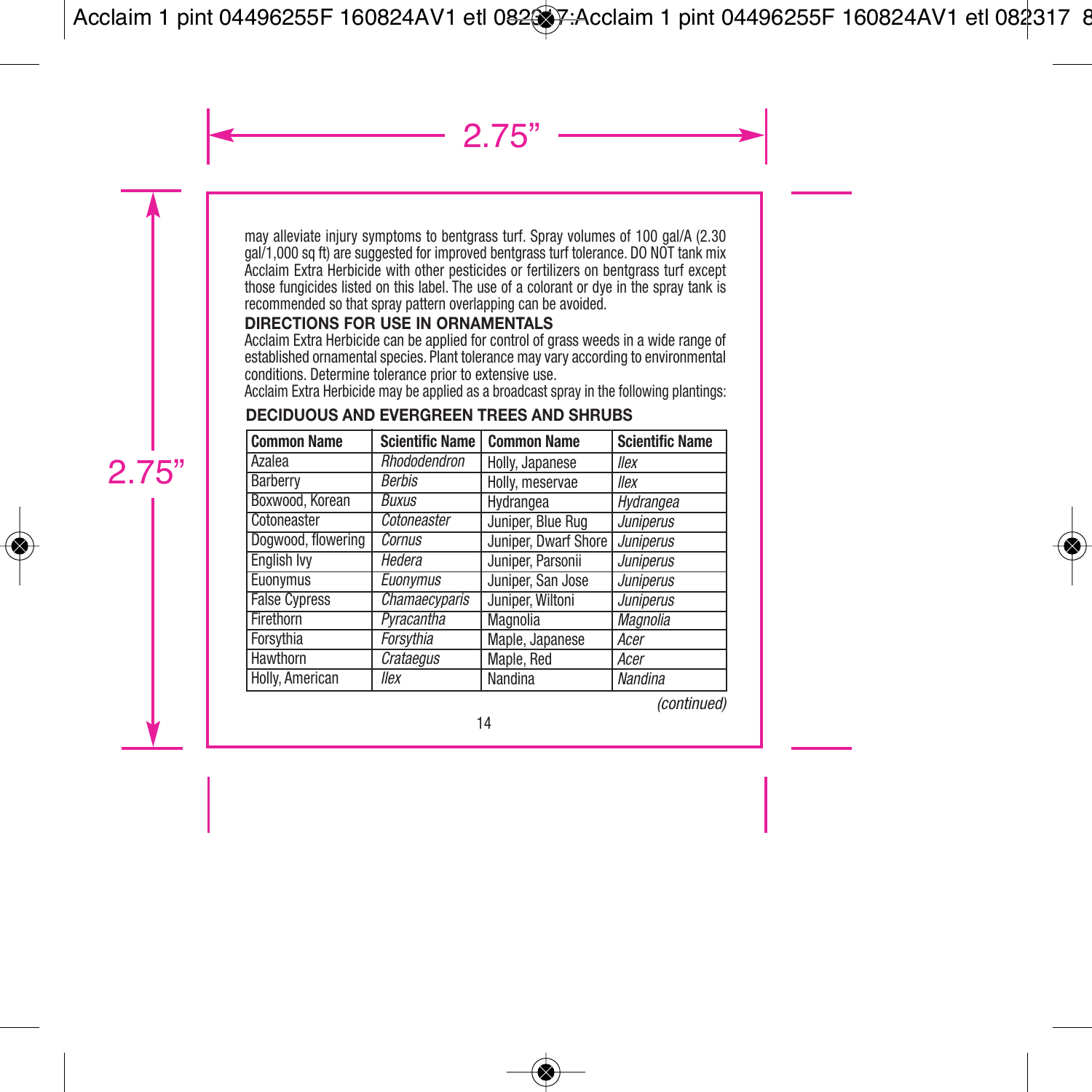may alleviate injury symptoms to bentgrass turf. Spray volumes of 100 gal/A (2.30 gal/1,000 sq ft) are suggested for improved bentgrass turf tolerance. DO NOT tank mix Acclaim Extra Herbicide with other pesticides or fertilizers on bentgrass turf except those fungicides listed on this label. The use of a colorant or dye in the spray tank is recommended so that spray pattern overlapping can be avoided.

**DIRECTIONS FOR USE IN ORNAMENTALS**

Acclaim Extra Herbicide can be applied for control of grass weeds in a wide range of established ornamental species. Plant tolerance may vary according to environmental conditions. Determine tolerance prior to extensive use.

Acclaim Extra Herbicide may be applied as a broadcast spray in the following plantings:

**DECIDUOUS AND EVERGREEN TREES AND SHRUBS**

| Common Name | Scientific Name | Common Name | Scientific Name |
|---|---|---|---|
| Azalea | *Rhododendron* | Holly, Japanese | *Ilex* |
| Barberry | *Berbis* | Holly, meservae | *Ilex* |
| Boxwood, Korean | *Buxus* | Hydrangea | *Hydrangea* |
| Cotoneaster | *Cotoneaster* | Juniper, Blue Rug | *Juniperus* |
| Dogwood, flowering | *Cornus* | Juniper, Dwarf Shore | *Juniperus* |
| English Ivy | *Hedera* | Juniper, Parsonii | *Juniperus* |
| Euonymus | *Euonymus* | Juniper, San Jose | *Juniperus* |
| False Cypress | *Chamaecyparis* | Juniper, Wiltoni | *Juniperus* |
| Firethorn | *Pyracantha* | Magnolia | *Magnolia* |
| Forsythia | *Forsythia* | Maple, Japanese | *Acer* |
| Hawthorn | *Crataegus* | Maple, Red | *Acer* |
| Holly, American | *Ilex* | Nandina | *Nandina* |

*(continued)*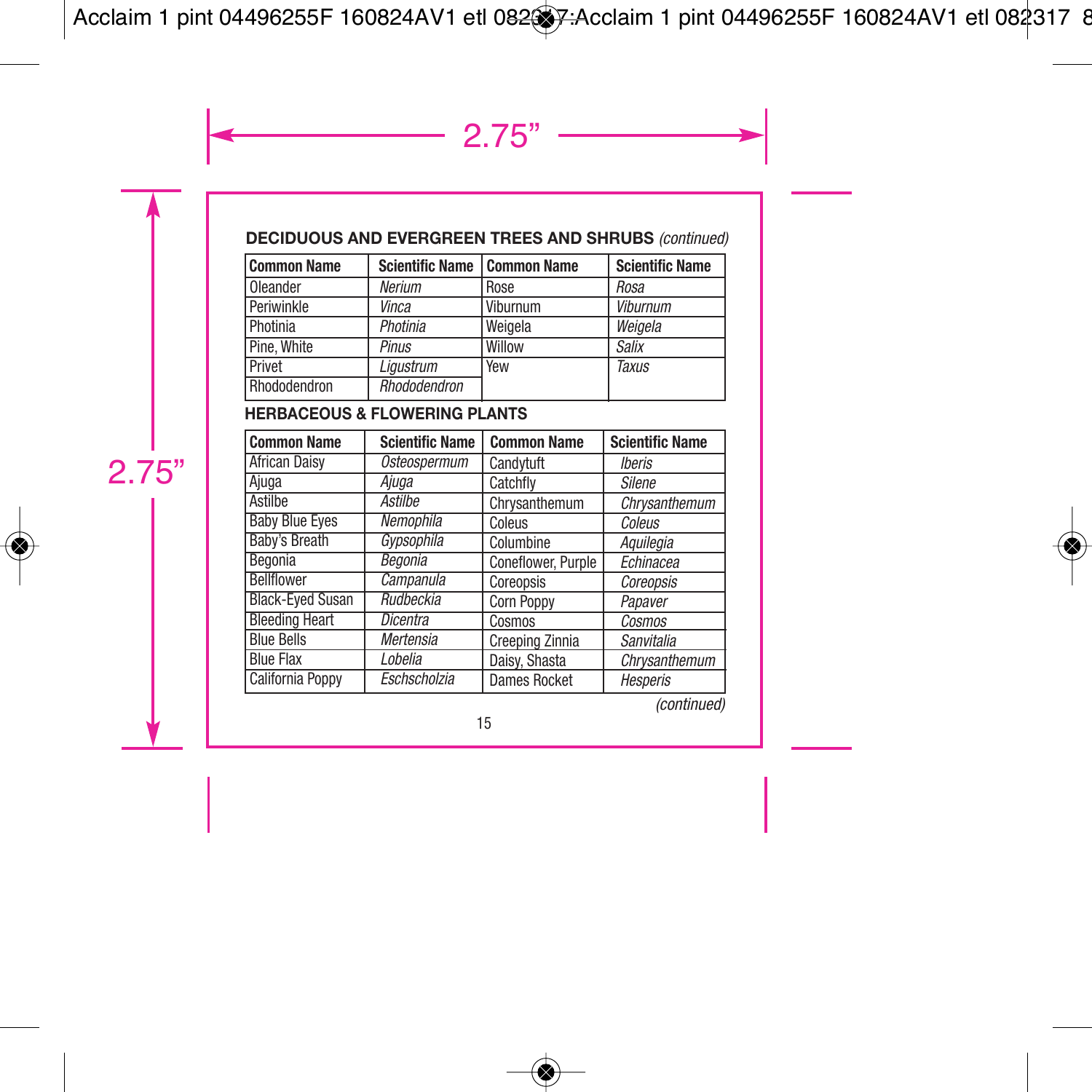**DECIDUOUS AND EVERGREEN TREES AND SHRUBS** *(continued)*

| Common Name | Scientific Name | Common Name | Scientific Name |
|---|---|---|---|
| Oleander | *Nerium* | Rose | *Rosa* |
| Periwinkle | *Vinca* | Viburnum | *Viburnum* |
| Photinia | *Photinia* | Weigela | *Weigela* |
| Pine, White | *Pinus* | Willow | *Salix* |
| Privet | *Ligustrum* | Yew | *Taxus* |
| Rhododendron | *Rhododendron* | | |

**HERBACEOUS & FLOWERING PLANTS**

| Common Name | Scientific Name | Common Name | Scientific Name |
|---|---|---|---|
| African Daisy | *Osteospermum* | Candytuft | *Iberis* |
| Ajuga | *Ajuga* | Catchfly | *Silene* |
| Astilbe | *Astilbe* | Chrysanthemum | *Chrysanthemum* |
| Baby Blue Eyes | *Nemophila* | Coleus | *Coleus* |
| Baby's Breath | *Gypsophila* | Columbine | *Aquilegia* |
| Begonia | *Begonia* | Coneflower, Purple | *Echinacea* |
| Bellflower | *Campanula* | Coreopsis | *Coreopsis* |
| Black-Eyed Susan | *Rudbeckia* | Corn Poppy | *Papaver* |
| Bleeding Heart | *Dicentra* | Cosmos | *Cosmos* |
| Blue Bells | *Mertensia* | Creeping Zinnia | *Sanvitalia* |
| Blue Flax | *Lobelia* | Daisy, Shasta | *Chrysanthemum* |
| California Poppy | *Eschscholzia* | Dames Rocket | *Hesperis* |

*(continued)*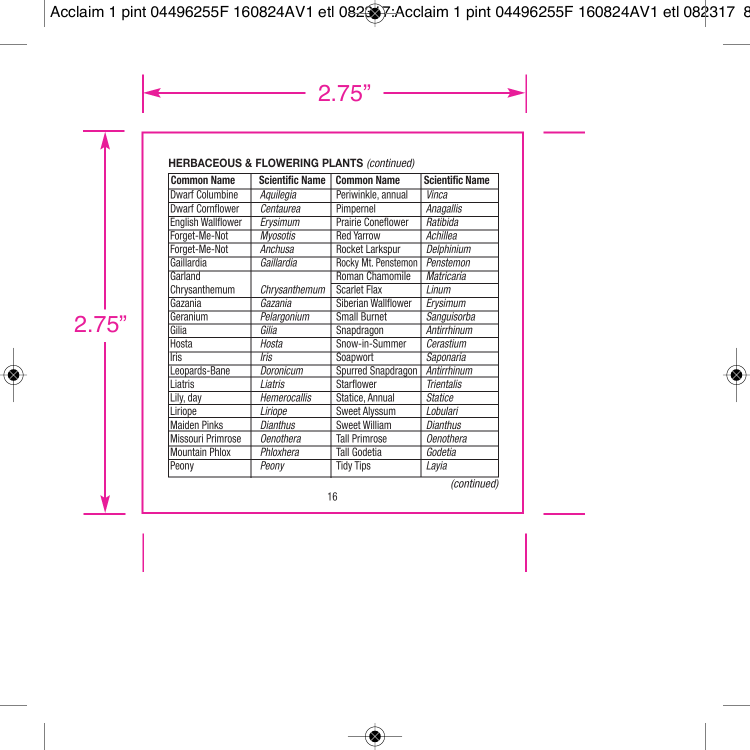**HERBACEOUS & FLOWERING PLANTS** *(continued)*

| Common Name | Scientific Name | Common Name | Scientific Name |
|---|---|---|---|
| Dwarf Columbine | *Aquilegia* | Periwinkle, annual | *Vinca* |
| Dwarf Cornflower | *Centaurea* | Pimpernel | *Anagallis* |
| English Wallflower | *Erysimum* | Prairie Coneflower | *Ratibida* |
| Forget-Me-Not | *Myosotis* | Red Yarrow | *Achillea* |
| Forget-Me-Not | *Anchusa* | Rocket Larkspur | *Delphinium* |
| Gaillardia | *Gaillardia* | Rocky Mt. Penstemon | *Penstemon* |
| Garland Chrysanthemum | *Chrysanthemum* | Roman Chamomile | *Matricaria* |
| | | Scarlet Flax | *Linum* |
| Gazania | *Gazania* | Siberian Wallflower | *Erysimum* |
| Geranium | *Pelargonium* | Small Burnet | *Sanguisorba* |
| Gilia | *Gilia* | Snapdragon | *Antirrhinum* |
| Hosta | *Hosta* | Snow-in-Summer | *Cerastium* |
| Iris | *Iris* | Soapwort | *Saponaria* |
| Leopards-Bane | *Doronicum* | Spurred Snapdragon | *Antirrhinum* |
| Liatris | *Liatris* | Starflower | *Trientalis* |
| Lily, day | *Hemerocallis* | Statice, Annual | *Statice* |
| Liriope | *Liriope* | Sweet Alyssum | *Lobulari* |
| Maiden Pinks | *Dianthus* | Sweet William | *Dianthus* |
| Missouri Primrose | *Oenothera* | Tall Primrose | *Oenothera* |
| Mountain Phlox | *Phloxhera* | Tall Godetia | *Godetia* |
| Peony | *Peony* | Tidy Tips | *Layia* |

*(continued)*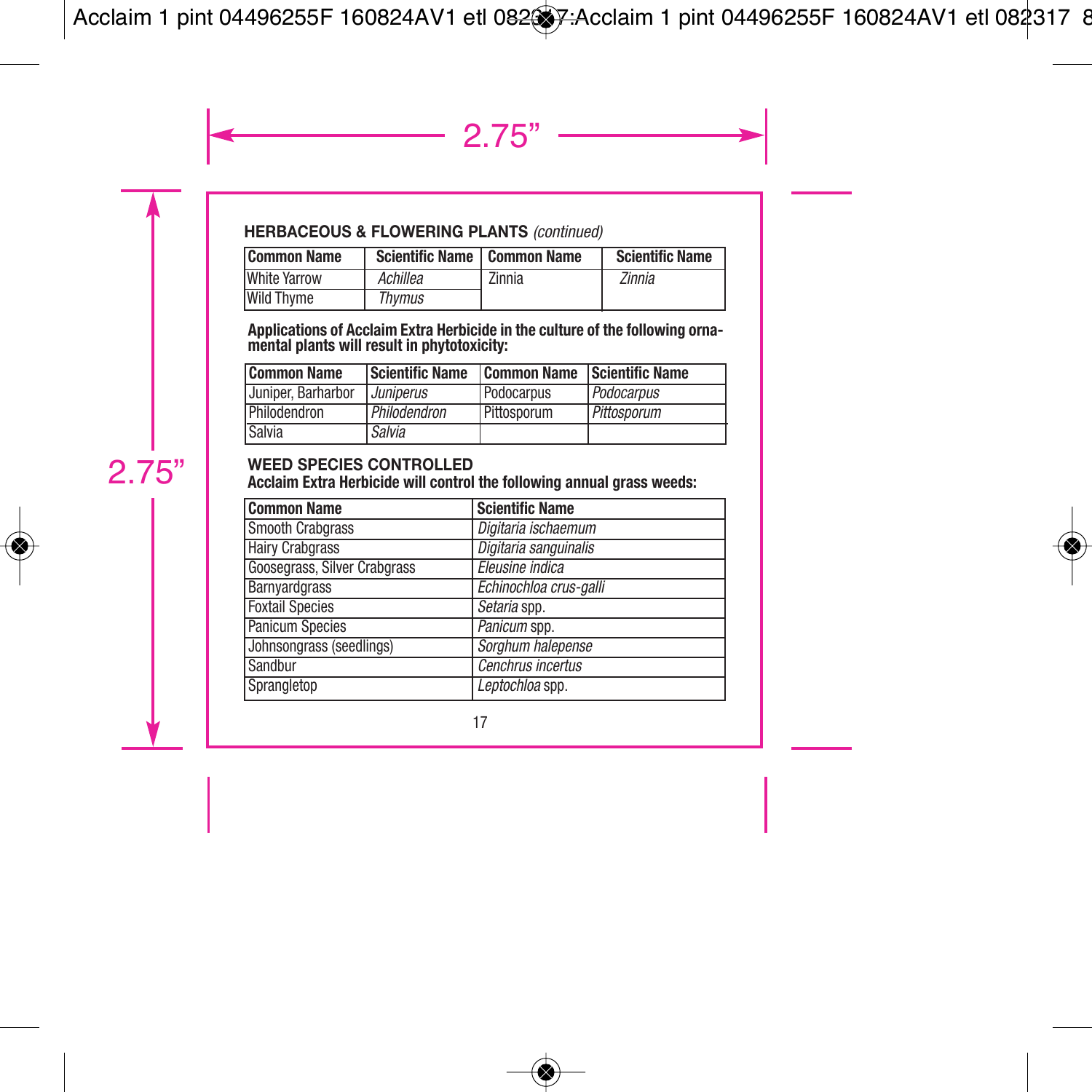**HERBACEOUS & FLOWERING PLANTS** *(continued)*

| Common Name | Scientific Name | Common Name | Scientific Name |
|---|---|---|---|
| White Yarrow | *Achillea* | Zinnia | *Zinnia* |
| Wild Thyme | *Thymus* | | |

**Applications of Acclaim Extra Herbicide in the culture of the following ornamental plants will result in phytotoxicity:**

| Common Name | Scientific Name | Common Name | Scientific Name |
|---|---|---|---|
| Juniper, Barharbor | *Juniperus* | Podocarpus | *Podocarpus* |
| Philodendron | *Philodendron* | Pittosporum | *Pittosporum* |
| Salvia | *Salvia* | | |

**WEED SPECIES CONTROLLED**

**Acclaim Extra Herbicide will control the following annual grass weeds:**

| Common Name | Scientific Name |
|---|---|
| Smooth Crabgrass | *Digitaria ischaemum* |
| Hairy Crabgrass | *Digitaria sanguinalis* |
| Goosegrass, Silver Crabgrass | *Eleusine indica* |
| Barnyardgrass | *Echinochloa crus-galli* |
| Foxtail Species | *Setaria* spp. |
| Panicum Species | *Panicum* spp. |
| Johnsongrass (seedlings) | *Sorghum halepense* |
| Sandbur | *Cenchrus incertus* |
| Sprangletop | *Leptochloa* spp. |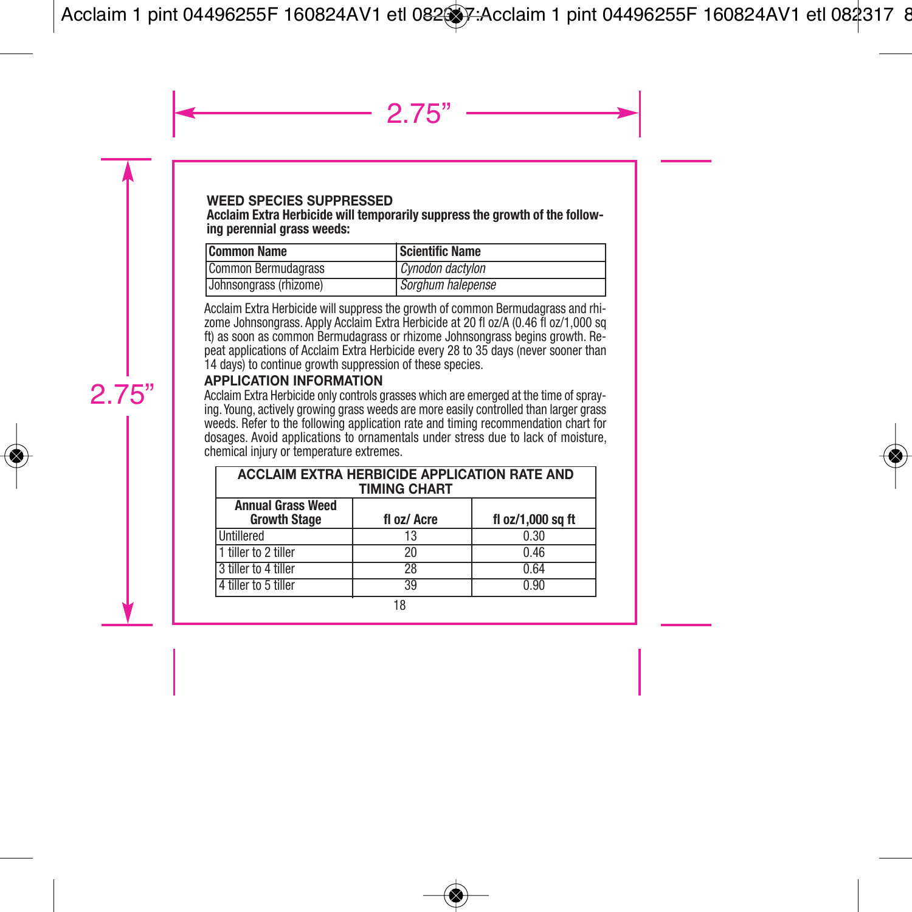## WEED SPECIES SUPPRESSED

**Acclaim Extra Herbicide will temporarily suppress the growth of the following perennial grass weeds:**

| Common Name | Scientific Name |
|---|---|
| Common Bermudagrass | *Cynodon dactylon* |
| Johnsongrass (rhizome) | *Sorghum halepense* |

Acclaim Extra Herbicide will suppress the growth of common Bermudagrass and rhizome Johnsongrass. Apply Acclaim Extra Herbicide at 20 fl oz/A (0.46 fl oz/1,000 sq ft) as soon as common Bermudagrass or rhizome Johnsongrass begins growth. Repeat applications of Acclaim Extra Herbicide every 28 to 35 days (never sooner than 14 days) to continue growth suppression of these species.

## APPLICATION INFORMATION

Acclaim Extra Herbicide only controls grasses which are emerged at the time of spraying. Young, actively growing grass weeds are more easily controlled than larger grass weeds. Refer to the following application rate and timing recommendation chart for dosages. Avoid applications to ornamentals under stress due to lack of moisture, chemical injury or temperature extremes.

**ACCLAIM EXTRA HERBICIDE APPLICATION RATE AND TIMING CHART**

| Annual Grass Weed Growth Stage | fl oz/ Acre | fl oz/1,000 sq ft |
|---|---|---|
| Untillered | 13 | 0.30 |
| 1 tiller to 2 tiller | 20 | 0.46 |
| 3 tiller to 4 tiller | 28 | 0.64 |
| 4 tiller to 5 tiller | 39 | 0.90 |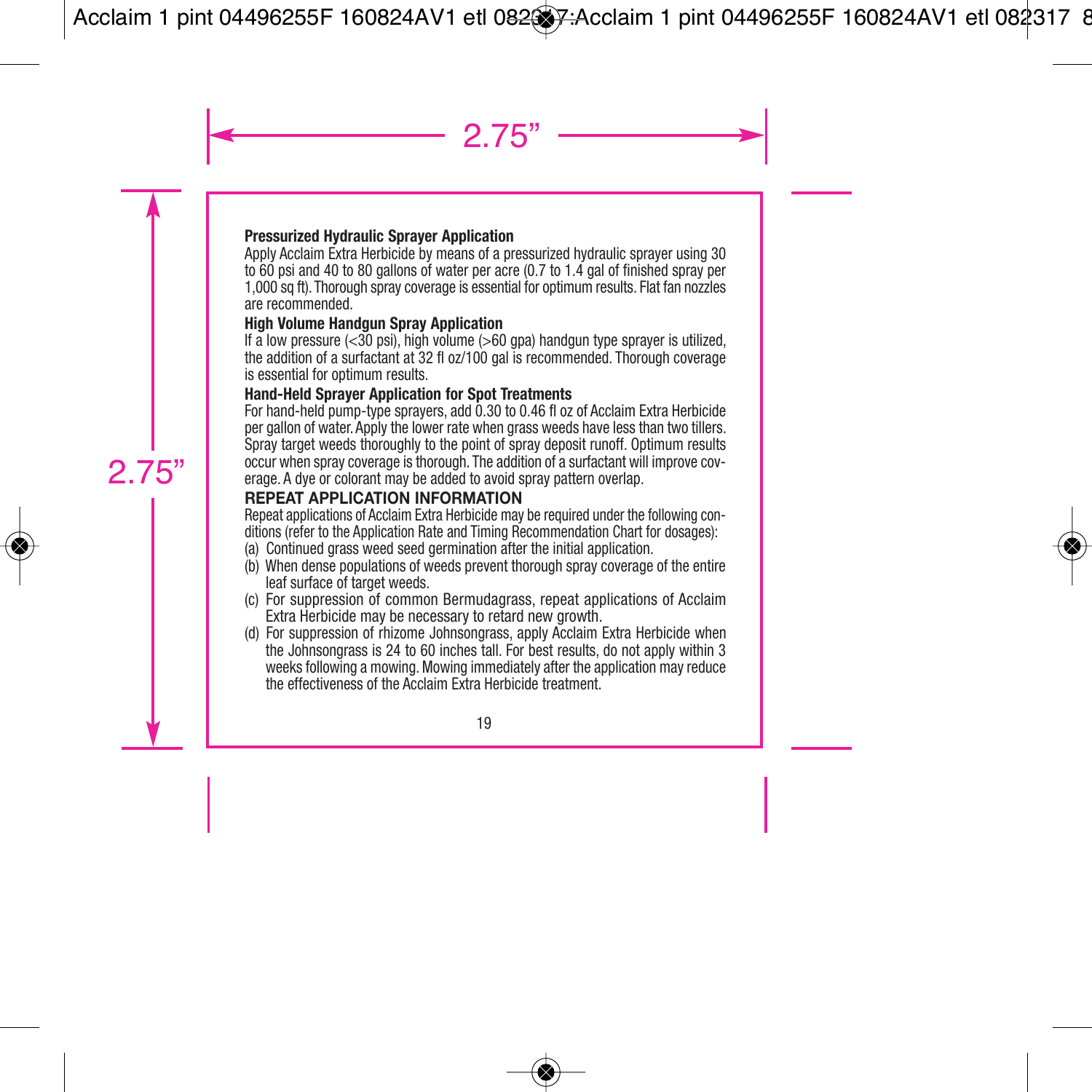**Pressurized Hydraulic Sprayer Application**

Apply Acclaim Extra Herbicide by means of a pressurized hydraulic sprayer using 30 to 60 psi and 40 to 80 gallons of water per acre (0.7 to 1.4 gal of finished spray per 1,000 sq ft). Thorough spray coverage is essential for optimum results. Flat fan nozzles are recommended.

**High Volume Handgun Spray Application**

If a low pressure (<30 psi), high volume (>60 gpa) handgun type sprayer is utilized, the addition of a surfactant at 32 fl oz/100 gal is recommended. Thorough coverage is essential for optimum results.

**Hand-Held Sprayer Application for Spot Treatments**

For hand-held pump-type sprayers, add 0.30 to 0.46 fl oz of Acclaim Extra Herbicide per gallon of water. Apply the lower rate when grass weeds have less than two tillers. Spray target weeds thoroughly to the point of spray deposit runoff. Optimum results occur when spray coverage is thorough. The addition of a surfactant will improve coverage. A dye or colorant may be added to avoid spray pattern overlap.

**REPEAT APPLICATION INFORMATION**

Repeat applications of Acclaim Extra Herbicide may be required under the following conditions (refer to the Application Rate and Timing Recommendation Chart for dosages):

(a) Continued grass weed seed germination after the initial application.

(b) When dense populations of weeds prevent thorough spray coverage of the entire leaf surface of target weeds.

(c) For suppression of common Bermudagrass, repeat applications of Acclaim Extra Herbicide may be necessary to retard new growth.

(d) For suppression of rhizome Johnsongrass, apply Acclaim Extra Herbicide when the Johnsongrass is 24 to 60 inches tall. For best results, do not apply within 3 weeks following a mowing. Mowing immediately after the application may reduce the effectiveness of the Acclaim Extra Herbicide treatment.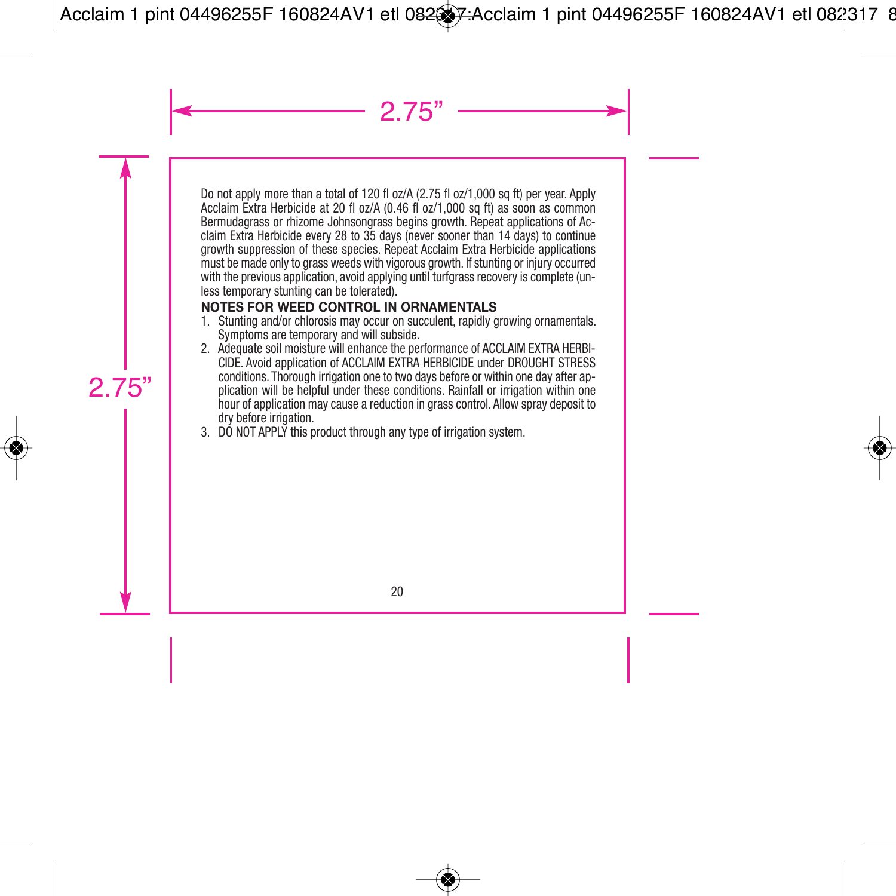Do not apply more than a total of 120 fl oz/A (2.75 fl oz/1,000 sq ft) per year. Apply Acclaim Extra Herbicide at 20 fl oz/A (0.46 fl oz/1,000 sq ft) as soon as common Bermudagrass or rhizome Johnsongrass begins growth. Repeat applications of Acclaim Extra Herbicide every 28 to 35 days (never sooner than 14 days) to continue growth suppression of these species. Repeat Acclaim Extra Herbicide applications must be made only to grass weeds with vigorous growth. If stunting or injury occurred with the previous application, avoid applying until turfgrass recovery is complete (unless temporary stunting can be tolerated).

**NOTES FOR WEED CONTROL IN ORNAMENTALS**

1. Stunting and/or chlorosis may occur on succulent, rapidly growing ornamentals. Symptoms are temporary and will subside.
2. Adequate soil moisture will enhance the performance of ACCLAIM EXTRA HERBICIDE. Avoid application of ACCLAIM EXTRA HERBICIDE under DROUGHT STRESS conditions. Thorough irrigation one to two days before or within one day after application will be helpful under these conditions. Rainfall or irrigation within one hour of application may cause a reduction in grass control. Allow spray deposit to dry before irrigation.
3. DO NOT APPLY this product through any type of irrigation system.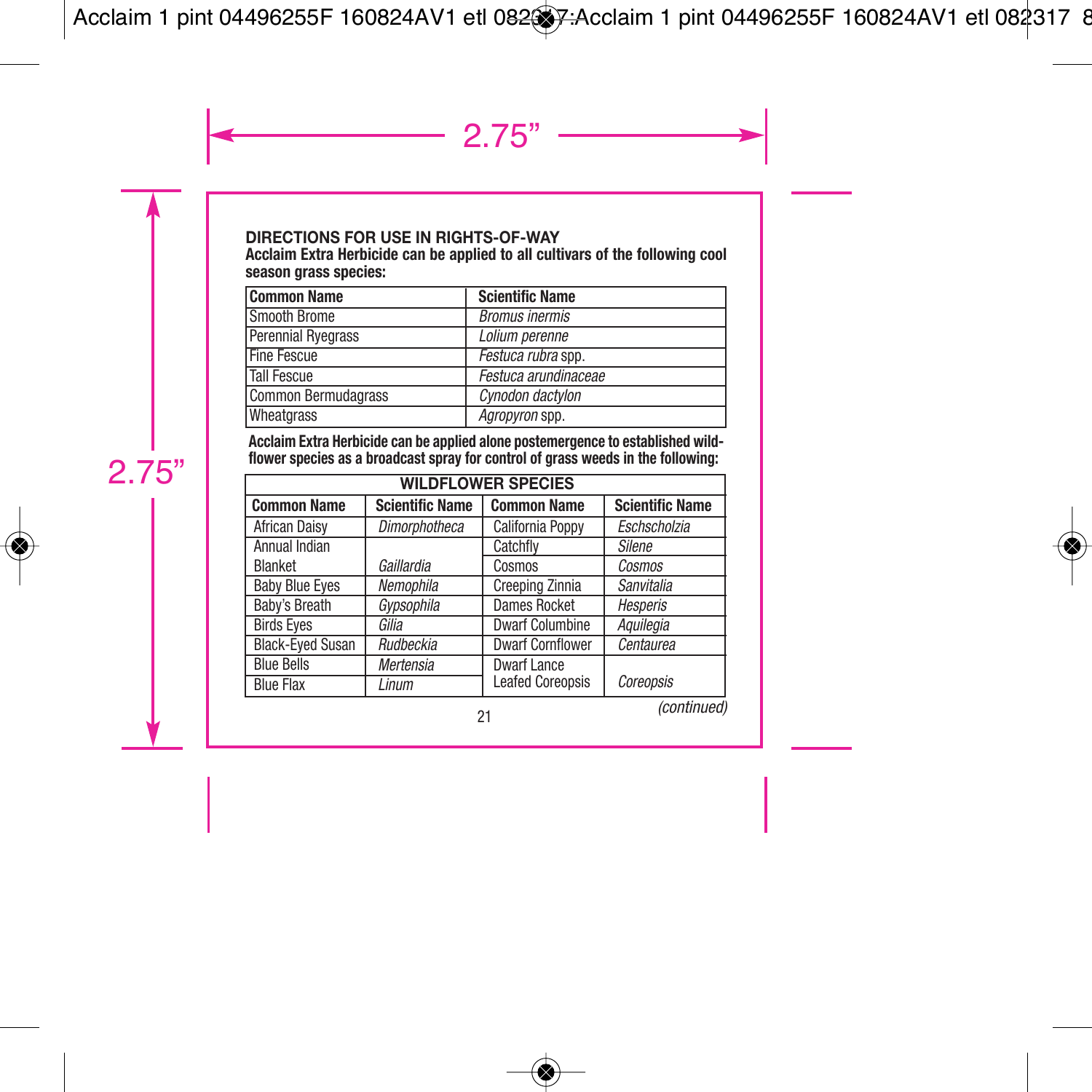## DIRECTIONS FOR USE IN RIGHTS-OF-WAY

**Acclaim Extra Herbicide can be applied to all cultivars of the following cool season grass species:**

| Common Name | Scientific Name |
|---|---|
| Smooth Brome | *Bromus inermis* |
| Perennial Ryegrass | *Lolium perenne* |
| Fine Fescue | *Festuca rubra* spp. |
| Tall Fescue | *Festuca arundinaceae* |
| Common Bermudagrass | *Cynodon dactylon* |
| Wheatgrass | *Agropyron* spp. |

**Acclaim Extra Herbicide can be applied alone postemergence to established wildflower species as a broadcast spray for control of grass weeds in the following:**

| WILDFLOWER SPECIES | | | |
|---|---|---|---|
| **Common Name** | **Scientific Name** | **Common Name** | **Scientific Name** |
| African Daisy | *Dimorphotheca* | California Poppy | *Eschscholzia* |
| Annual Indian Blanket | *Gaillardia* | Catchfly | *Silene* |
| | | Cosmos | *Cosmos* |
| Baby Blue Eyes | *Nemophila* | Creeping Zinnia | *Sanvitalia* |
| Baby's Breath | *Gypsophila* | Dames Rocket | *Hesperis* |
| Birds Eyes | *Gilia* | Dwarf Columbine | *Aquilegia* |
| Black-Eyed Susan | *Rudbeckia* | Dwarf Cornflower | *Centaurea* |
| Blue Bells | *Mertensia* | Dwarf Lance Leafed Coreopsis | *Coreopsis* |
| Blue Flax | *Linum* | | |

*(continued)*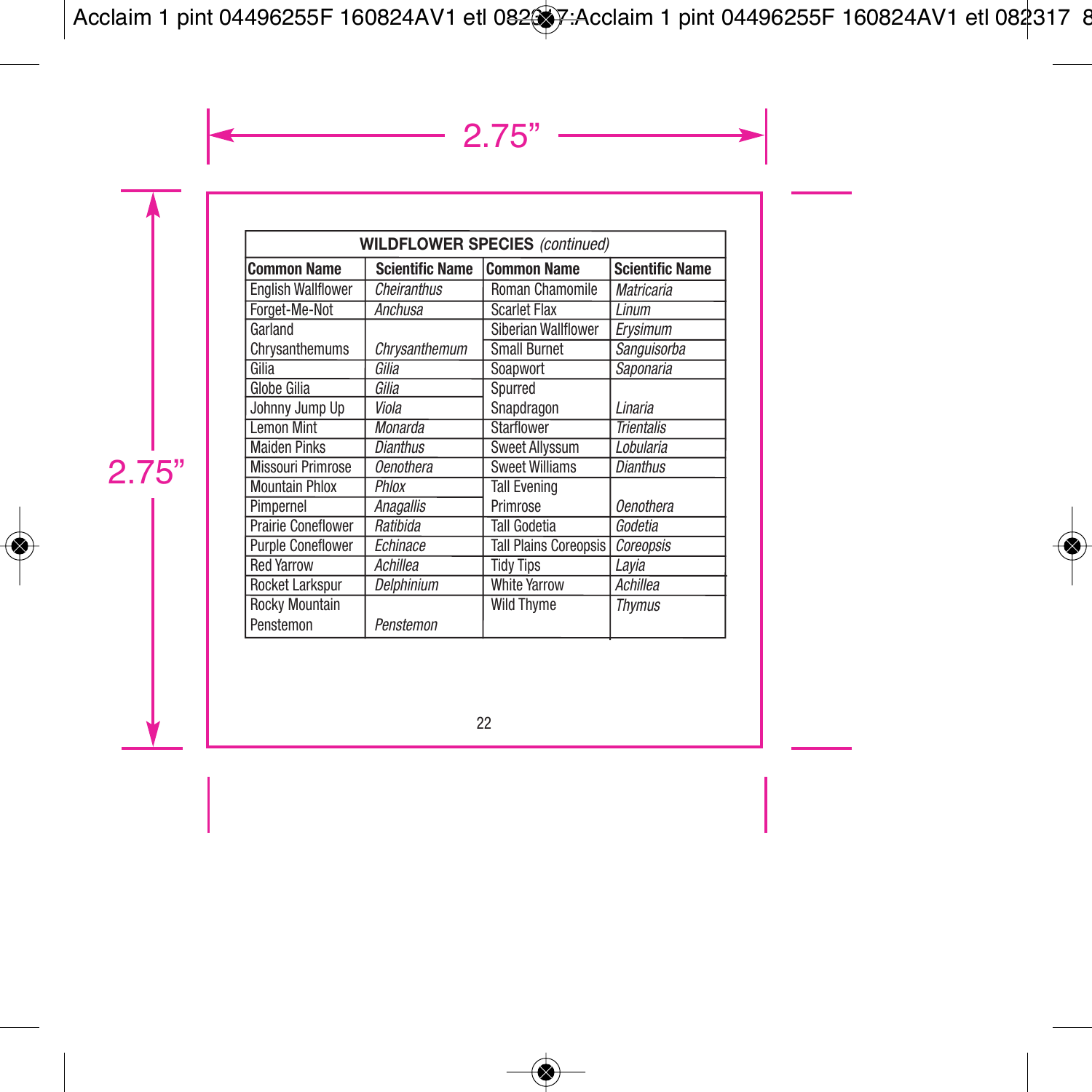| WILDFLOWER SPECIES *(continued)* | | | |
|---|---|---|---|
| **Common Name** | **Scientific Name** | **Common Name** | **Scientific Name** |
| English Wallflower | *Cheiranthus* | Roman Chamomile | *Matricaria* |
| Forget-Me-Not | *Anchusa* | Scarlet Flax | *Linum* |
| Garland Chrysanthemums | *Chrysanthemum* | Siberian Wallflower | *Erysimum* |
| | | Small Burnet | *Sanguisorba* |
| Gilia | *Gilia* | Soapwort | *Saponaria* |
| Globe Gilia | *Gilia* | Spurred Snapdragon | *Linaria* |
| Johnny Jump Up | *Viola* | | |
| Lemon Mint | *Monarda* | Starflower | *Trientalis* |
| Maiden Pinks | *Dianthus* | Sweet Allyssum | *Lobularia* |
| Missouri Primrose | *Oenothera* | Sweet Williams | *Dianthus* |
| Mountain Phlox | *Phlox* | Tall Evening Primrose | *Oenothera* |
| Pimpernel | *Anagallis* | | |
| Prairie Coneflower | *Ratibida* | Tall Godetia | *Godetia* |
| Purple Coneflower | *Echinace* | Tall Plains Coreopsis | *Coreopsis* |
| Red Yarrow | *Achillea* | Tidy Tips | *Layia* |
| Rocket Larkspur | *Delphinium* | White Yarrow | *Achillea* |
| Rocky Mountain Penstemon | *Penstemon* | Wild Thyme | *Thymus* |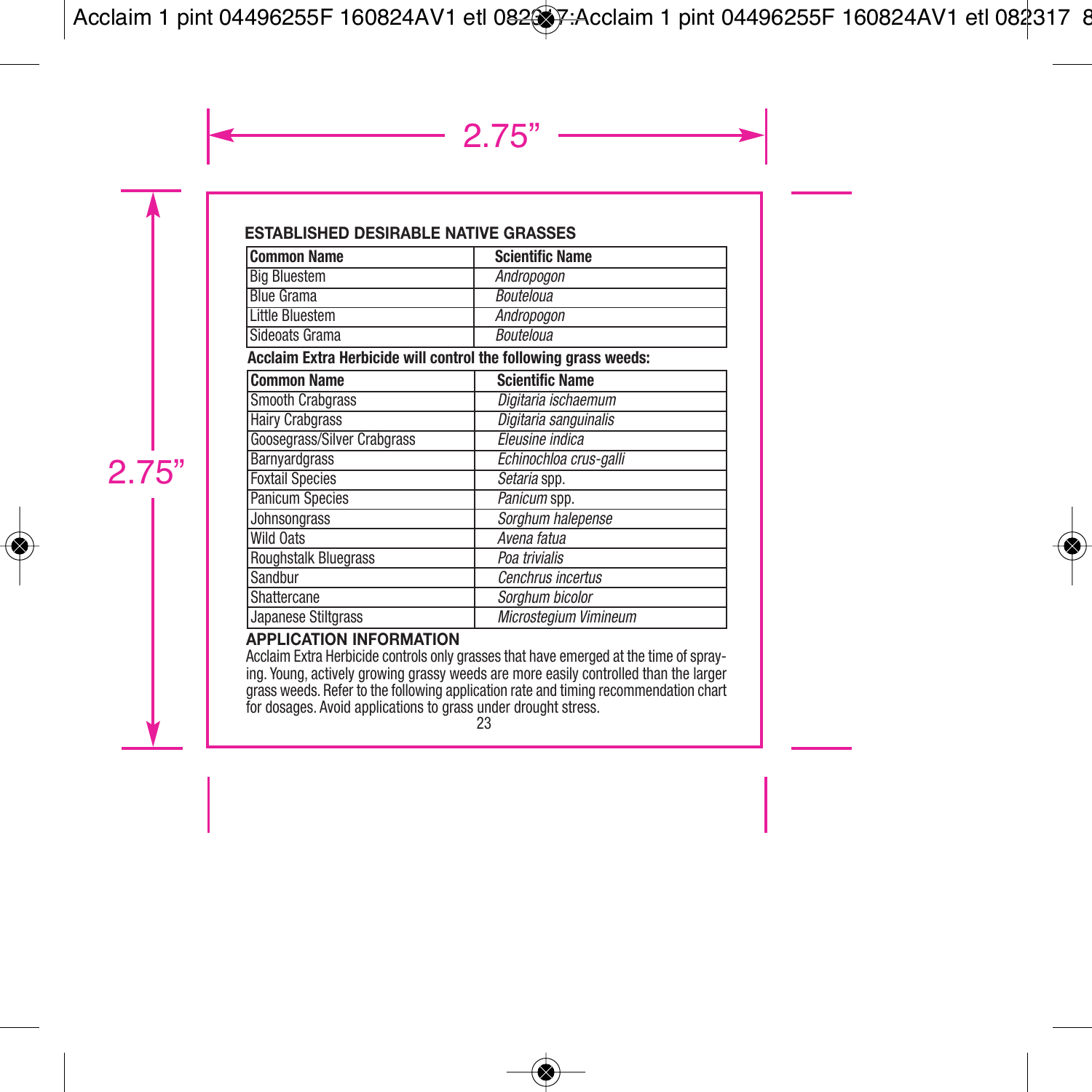## ESTABLISHED DESIRABLE NATIVE GRASSES

| Common Name | Scientific Name |
|---|---|
| Big Bluestem | *Andropogon* |
| Blue Grama | *Bouteloua* |
| Little Bluestem | *Andropogon* |
| Sideoats Grama | *Bouteloua* |

**Acclaim Extra Herbicide will control the following grass weeds:**

| Common Name | Scientific Name |
|---|---|
| Smooth Crabgrass | *Digitaria ischaemum* |
| Hairy Crabgrass | *Digitaria sanguinalis* |
| Goosegrass/Silver Crabgrass | *Eleusine indica* |
| Barnyardgrass | *Echinochloa crus-galli* |
| Foxtail Species | *Setaria* spp. |
| Panicum Species | *Panicum* spp. |
| Johnsongrass | *Sorghum halepense* |
| Wild Oats | *Avena fatua* |
| Roughstalk Bluegrass | *Poa trivialis* |
| Sandbur | *Cenchrus incertus* |
| Shattercane | *Sorghum bicolor* |
| Japanese Stiltgrass | *Microstegium Vimineum* |

## APPLICATION INFORMATION

Acclaim Extra Herbicide controls only grasses that have emerged at the time of spraying. Young, actively growing grassy weeds are more easily controlled than the larger grass weeds. Refer to the following application rate and timing recommendation chart for dosages. Avoid applications to grass under drought stress.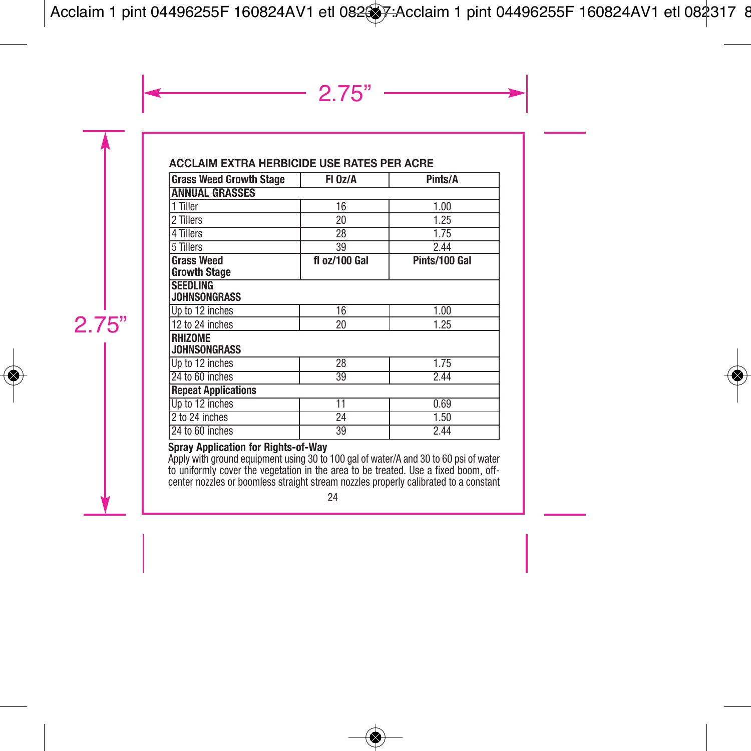**ACCLAIM EXTRA HERBICIDE USE RATES PER ACRE**

| Grass Weed Growth Stage | Fl Oz/A | Pints/A |
|---|---|---|
| **ANNUAL GRASSES** | | |
| 1 Tiller | 16 | 1.00 |
| 2 Tillers | 20 | 1.25 |
| 4 Tillers | 28 | 1.75 |
| 5 Tillers | 39 | 2.44 |
| **Grass Weed Growth Stage** | **fl oz/100 Gal** | **Pints/100 Gal** |
| **SEEDLING JOHNSONGRASS** | | |
| Up to 12 inches | 16 | 1.00 |
| 12 to 24 inches | 20 | 1.25 |
| **RHIZOME JOHNSONGRASS** | | |
| Up to 12 inches | 28 | 1.75 |
| 24 to 60 inches | 39 | 2.44 |
| **Repeat Applications** | | |
| Up to 12 inches | 11 | 0.69 |
| 2 to 24 inches | 24 | 1.50 |
| 24 to 60 inches | 39 | 2.44 |

**Spray Application for Rights-of-Way**

Apply with ground equipment using 30 to 100 gal of water/A and 30 to 60 psi of water to uniformly cover the vegetation in the area to be treated. Use a fixed boom, off-center nozzles or boomless straight stream nozzles properly calibrated to a constant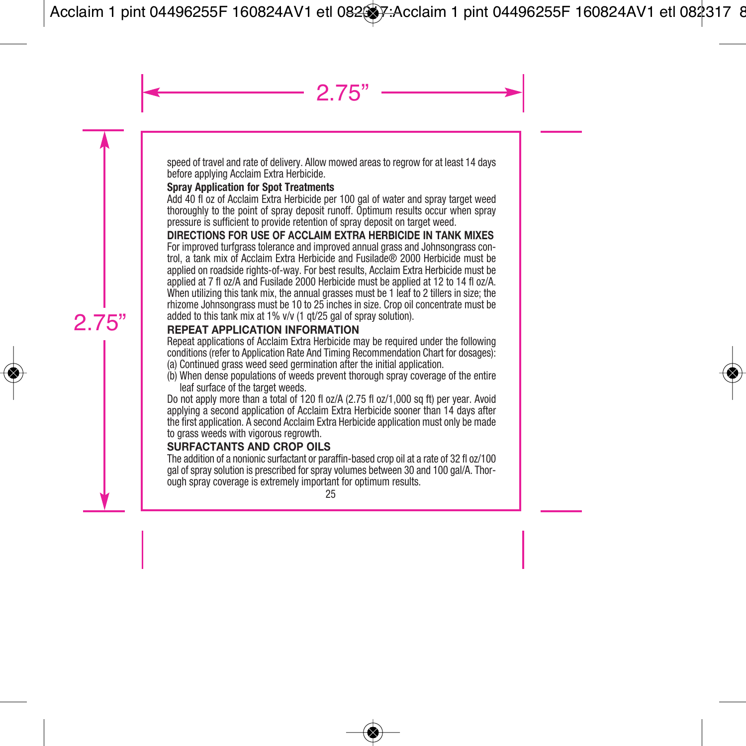speed of travel and rate of delivery. Allow mowed areas to regrow for at least 14 days before applying Acclaim Extra Herbicide.

**Spray Application for Spot Treatments**

Add 40 fl oz of Acclaim Extra Herbicide per 100 gal of water and spray target weed thoroughly to the point of spray deposit runoff. Optimum results occur when spray pressure is sufficient to provide retention of spray deposit on target weed.

**DIRECTIONS FOR USE OF ACCLAIM EXTRA HERBICIDE IN TANK MIXES**

For improved turfgrass tolerance and improved annual grass and Johnsongrass control, a tank mix of Acclaim Extra Herbicide and Fusilade® 2000 Herbicide must be applied on roadside rights-of-way. For best results, Acclaim Extra Herbicide must be applied at 7 fl oz/A and Fusilade 2000 Herbicide must be applied at 12 to 14 fl oz/A. When utilizing this tank mix, the annual grasses must be 1 leaf to 2 tillers in size; the rhizome Johnsongrass must be 10 to 25 inches in size. Crop oil concentrate must be added to this tank mix at 1% v/v (1 qt/25 gal of spray solution).

**REPEAT APPLICATION INFORMATION**

Repeat applications of Acclaim Extra Herbicide may be required under the following conditions (refer to Application Rate And Timing Recommendation Chart for dosages):

(a) Continued grass weed seed germination after the initial application.

(b) When dense populations of weeds prevent thorough spray coverage of the entire leaf surface of the target weeds.

Do not apply more than a total of 120 fl oz/A (2.75 fl oz/1,000 sq ft) per year. Avoid applying a second application of Acclaim Extra Herbicide sooner than 14 days after the first application. A second Acclaim Extra Herbicide application must only be made to grass weeds with vigorous regrowth.

**SURFACTANTS AND CROP OILS**

The addition of a nonionic surfactant or paraffin-based crop oil at a rate of 32 fl oz/100 gal of spray solution is prescribed for spray volumes between 30 and 100 gal/A. Thorough spray coverage is extremely important for optimum results.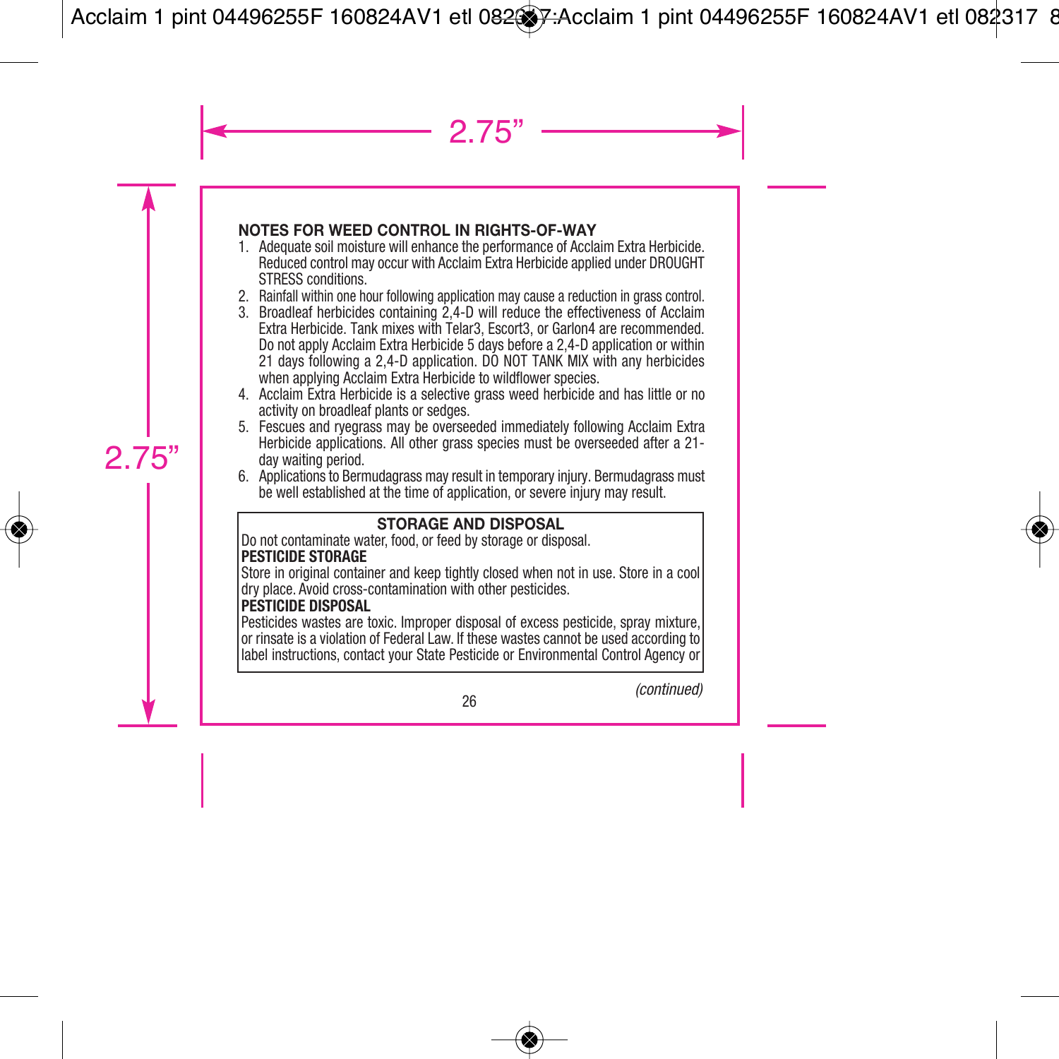### NOTES FOR WEED CONTROL IN RIGHTS-OF-WAY

1. Adequate soil moisture will enhance the performance of Acclaim Extra Herbicide. Reduced control may occur with Acclaim Extra Herbicide applied under DROUGHT STRESS conditions.
2. Rainfall within one hour following application may cause a reduction in grass control.
3. Broadleaf herbicides containing 2,4-D will reduce the effectiveness of Acclaim Extra Herbicide. Tank mixes with Telar3, Escort3, or Garlon4 are recommended. Do not apply Acclaim Extra Herbicide 5 days before a 2,4-D application or within 21 days following a 2,4-D application. DO NOT TANK MIX with any herbicides when applying Acclaim Extra Herbicide to wildflower species.
4. Acclaim Extra Herbicide is a selective grass weed herbicide and has little or no activity on broadleaf plants or sedges.
5. Fescues and ryegrass may be overseeded immediately following Acclaim Extra Herbicide applications. All other grass species must be overseeded after a 21-day waiting period.
6. Applications to Bermudagrass may result in temporary injury. Bermudagrass must be well established at the time of application, or severe injury may result.

### STORAGE AND DISPOSAL

Do not contaminate water, food, or feed by storage or disposal.

**PESTICIDE STORAGE**

Store in original container and keep tightly closed when not in use. Store in a cool dry place. Avoid cross-contamination with other pesticides.

**PESTICIDE DISPOSAL**

Pesticides wastes are toxic. Improper disposal of excess pesticide, spray mixture, or rinsate is a violation of Federal Law. If these wastes cannot be used according to label instructions, contact your State Pesticide or Environmental Control Agency or

*(continued)*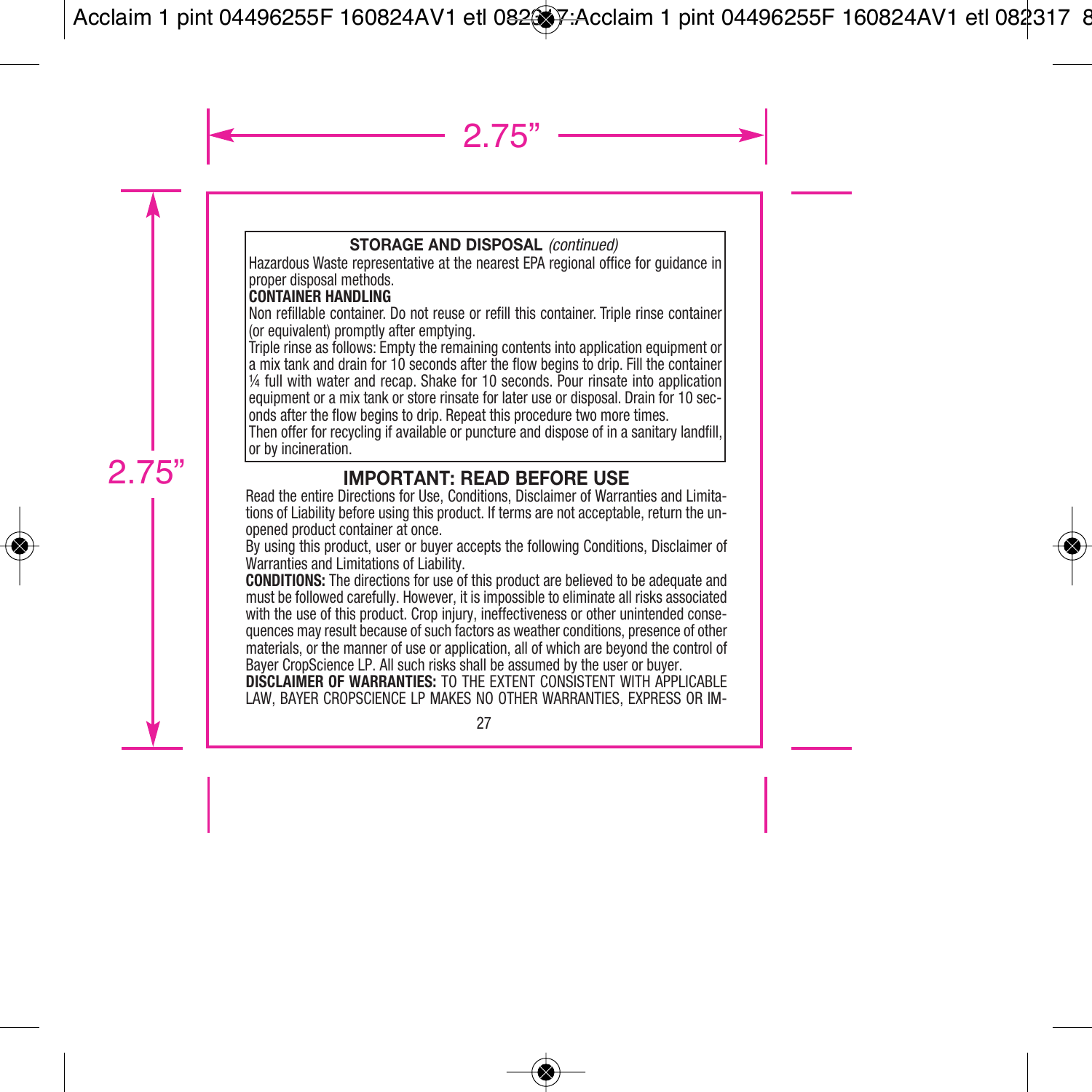**STORAGE AND DISPOSAL** *(continued)*

Hazardous Waste representative at the nearest EPA regional office for guidance in proper disposal methods.

**CONTAINER HANDLING**

Non refillable container. Do not reuse or refill this container. Triple rinse container (or equivalent) promptly after emptying.

Triple rinse as follows: Empty the remaining contents into application equipment or a mix tank and drain for 10 seconds after the flow begins to drip. Fill the container ¼ full with water and recap. Shake for 10 seconds. Pour rinsate into application equipment or a mix tank or store rinsate for later use or disposal. Drain for 10 seconds after the flow begins to drip. Repeat this procedure two more times.

Then offer for recycling if available or puncture and dispose of in a sanitary landfill, or by incineration.

## IMPORTANT: READ BEFORE USE

Read the entire Directions for Use, Conditions, Disclaimer of Warranties and Limitations of Liability before using this product. If terms are not acceptable, return the unopened product container at once.

By using this product, user or buyer accepts the following Conditions, Disclaimer of Warranties and Limitations of Liability.

**CONDITIONS:** The directions for use of this product are believed to be adequate and must be followed carefully. However, it is impossible to eliminate all risks associated with the use of this product. Crop injury, ineffectiveness or other unintended consequences may result because of such factors as weather conditions, presence of other materials, or the manner of use or application, all of which are beyond the control of Bayer CropScience LP. All such risks shall be assumed by the user or buyer.

**DISCLAIMER OF WARRANTIES:** TO THE EXTENT CONSISTENT WITH APPLICABLE LAW, BAYER CROPSCIENCE LP MAKES NO OTHER WARRANTIES, EXPRESS OR IM-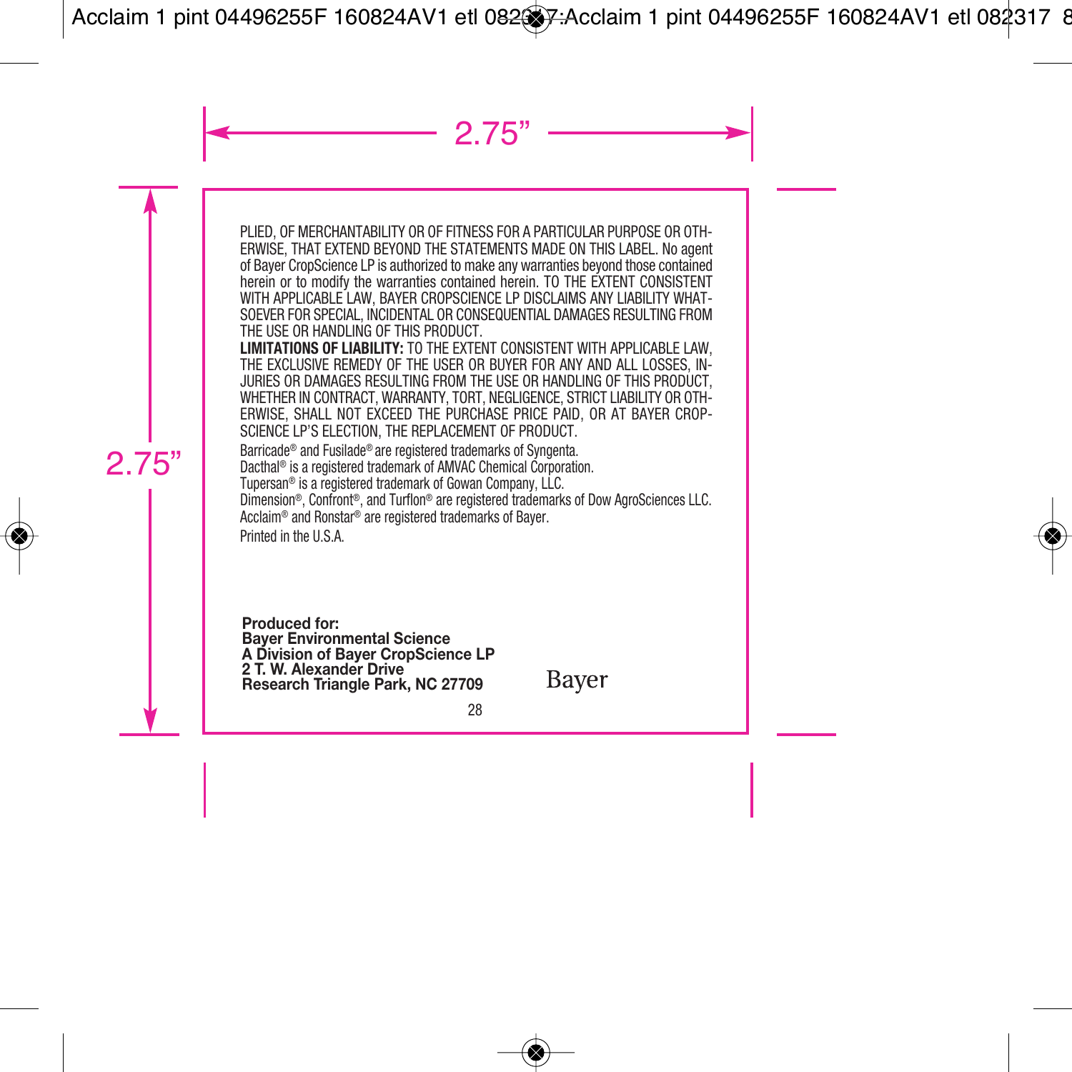PLIED, OF MERCHANTABILITY OR OF FITNESS FOR A PARTICULAR PURPOSE OR OTHERWISE, THAT EXTEND BEYOND THE STATEMENTS MADE ON THIS LABEL. No agent of Bayer CropScience LP is authorized to make any warranties beyond those contained herein or to modify the warranties contained herein. TO THE EXTENT CONSISTENT WITH APPLICABLE LAW, BAYER CROPSCIENCE LP DISCLAIMS ANY LIABILITY WHATSOEVER FOR SPECIAL, INCIDENTAL OR CONSEQUENTIAL DAMAGES RESULTING FROM THE USE OR HANDLING OF THIS PRODUCT.

**LIMITATIONS OF LIABILITY:** TO THE EXTENT CONSISTENT WITH APPLICABLE LAW, THE EXCLUSIVE REMEDY OF THE USER OR BUYER FOR ANY AND ALL LOSSES, INJURIES OR DAMAGES RESULTING FROM THE USE OR HANDLING OF THIS PRODUCT, WHETHER IN CONTRACT, WARRANTY, TORT, NEGLIGENCE, STRICT LIABILITY OR OTHERWISE, SHALL NOT EXCEED THE PURCHASE PRICE PAID, OR AT BAYER CROPSCIENCE LP'S ELECTION, THE REPLACEMENT OF PRODUCT.

Barricade® and Fusilade® are registered trademarks of Syngenta.
Dacthal® is a registered trademark of AMVAC Chemical Corporation.
Tupersan® is a registered trademark of Gowan Company, LLC.
Dimension®, Confront®, and Turflon® are registered trademarks of Dow AgroSciences LLC.
Acclaim® and Ronstar® are registered trademarks of Bayer.

Printed in the U.S.A.

**Produced for:**
**Bayer Environmental Science**
**A Division of Bayer CropScience LP**
**2 T. W. Alexander Drive**
**Research Triangle Park, NC 27709**

Bayer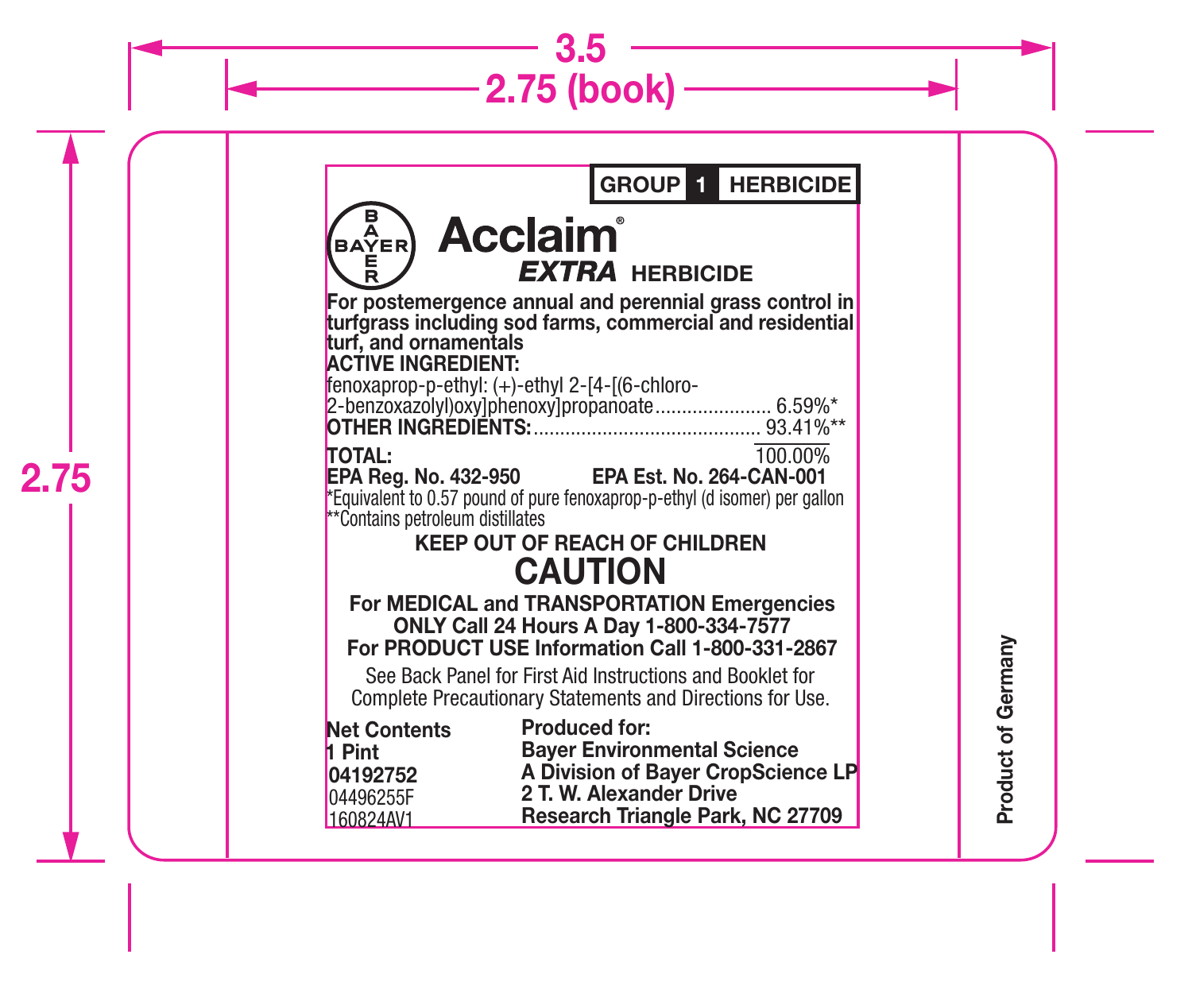3.5

2.75 (book)

2.75

**GROUP 1 HERBICIDE**

BAYER

# Acclaim® *EXTRA* HERBICIDE

**For postemergence annual and perennial grass control in turfgrass including sod farms, commercial and residential turf, and ornamentals**

**ACTIVE INGREDIENT:**

| | |
|---|---|
| fenoxaprop-p-ethyl: (+)-ethyl 2-[4-[(6-chloro-2-benzoxazolyl)oxy]phenoxy]propanoate | 6.59%* |
| **OTHER INGREDIENTS:** | 93.41%** |
| **TOTAL:** | 100.00% |

**EPA Reg. No. 432-950** **EPA Est. No. 264-CAN-001**

*Equivalent to 0.57 pound of pure fenoxaprop-p-ethyl (d isomer) per gallon

**Contains petroleum distillates

**KEEP OUT OF REACH OF CHILDREN**

# CAUTION

**For MEDICAL and TRANSPORTATION Emergencies ONLY Call 24 Hours A Day 1-800-334-7577**

**For PRODUCT USE Information Call 1-800-331-2867**

See Back Panel for First Aid Instructions and Booklet for Complete Precautionary Statements and Directions for Use.

**Net Contents**
**1 Pint**
**04192752**
04496255F
160824AV1

**Produced for:**
**Bayer Environmental Science**
**A Division of Bayer CropScience LP**
**2 T. W. Alexander Drive**
**Research Triangle Park, NC 27709**

**Product of Germany**